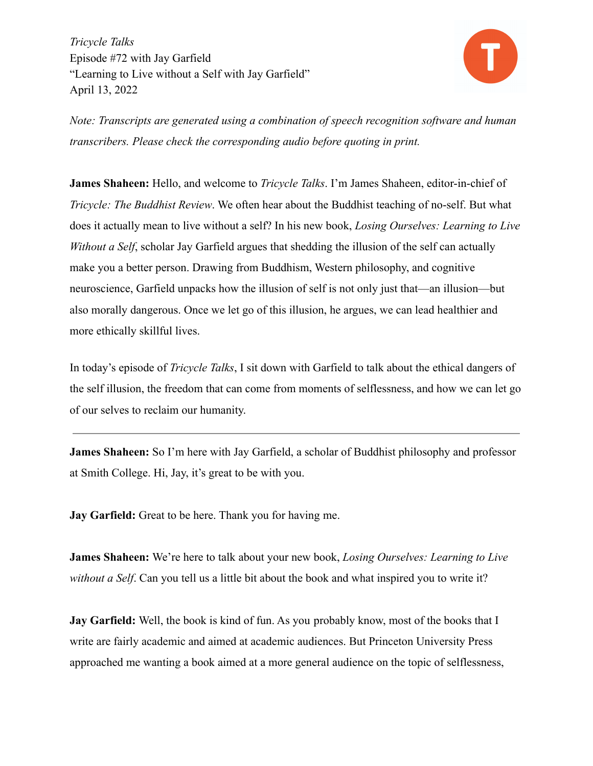*Tricycle Talks*
Episode #72 with Jay Garfield
"Learning to Live without a Self with Jay Garfield"
April 13, 2022

*Note: Transcripts are generated using a combination of speech recognition software and human transcribers. Please check the corresponding audio before quoting in print.*

**James Shaheen:** Hello, and welcome to *Tricycle Talks*. I'm James Shaheen, editor-in-chief of *Tricycle: The Buddhist Review*. We often hear about the Buddhist teaching of no-self. But what does it actually mean to live without a self? In his new book, *Losing Ourselves: Learning to Live Without a Self*, scholar Jay Garfield argues that shedding the illusion of the self can actually make you a better person. Drawing from Buddhism, Western philosophy, and cognitive neuroscience, Garfield unpacks how the illusion of self is not only just that—an illusion—but also morally dangerous. Once we let go of this illusion, he argues, we can lead healthier and more ethically skillful lives.

In today's episode of *Tricycle Talks*, I sit down with Garfield to talk about the ethical dangers of the self illusion, the freedom that can come from moments of selflessness, and how we can let go of our selves to reclaim our humanity.

---

**James Shaheen:** So I'm here with Jay Garfield, a scholar of Buddhist philosophy and professor at Smith College. Hi, Jay, it's great to be with you.

**Jay Garfield:** Great to be here. Thank you for having me.

**James Shaheen:** We're here to talk about your new book, *Losing Ourselves: Learning to Live without a Self*. Can you tell us a little bit about the book and what inspired you to write it?

**Jay Garfield:** Well, the book is kind of fun. As you probably know, most of the books that I write are fairly academic and aimed at academic audiences. But Princeton University Press approached me wanting a book aimed at a more general audience on the topic of selflessness,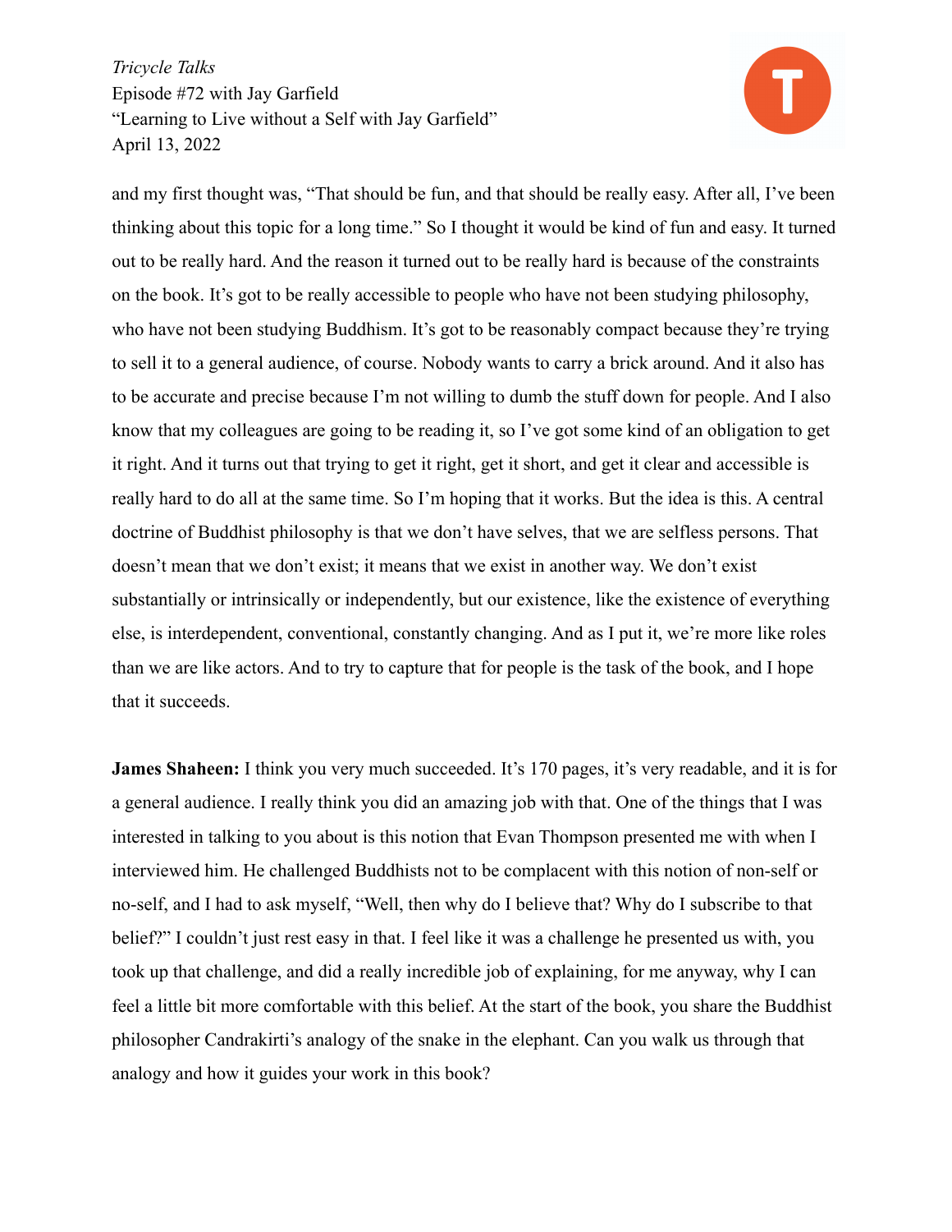and my first thought was, "That should be fun, and that should be really easy. After all, I've been thinking about this topic for a long time." So I thought it would be kind of fun and easy. It turned out to be really hard. And the reason it turned out to be really hard is because of the constraints on the book. It's got to be really accessible to people who have not been studying philosophy, who have not been studying Buddhism. It's got to be reasonably compact because they're trying to sell it to a general audience, of course. Nobody wants to carry a brick around. And it also has to be accurate and precise because I'm not willing to dumb the stuff down for people. And I also know that my colleagues are going to be reading it, so I've got some kind of an obligation to get it right. And it turns out that trying to get it right, get it short, and get it clear and accessible is really hard to do all at the same time. So I'm hoping that it works. But the idea is this. A central doctrine of Buddhist philosophy is that we don't have selves, that we are selfless persons. That doesn't mean that we don't exist; it means that we exist in another way. We don't exist substantially or intrinsically or independently, but our existence, like the existence of everything else, is interdependent, conventional, constantly changing. And as I put it, we're more like roles than we are like actors. And to try to capture that for people is the task of the book, and I hope that it succeeds.

**James Shaheen:** I think you very much succeeded. It's 170 pages, it's very readable, and it is for a general audience. I really think you did an amazing job with that. One of the things that I was interested in talking to you about is this notion that Evan Thompson presented me with when I interviewed him. He challenged Buddhists not to be complacent with this notion of non-self or no-self, and I had to ask myself, "Well, then why do I believe that? Why do I subscribe to that belief?" I couldn't just rest easy in that. I feel like it was a challenge he presented us with, you took up that challenge, and did a really incredible job of explaining, for me anyway, why I can feel a little bit more comfortable with this belief. At the start of the book, you share the Buddhist philosopher Candrakirti's analogy of the snake in the elephant. Can you walk us through that analogy and how it guides your work in this book?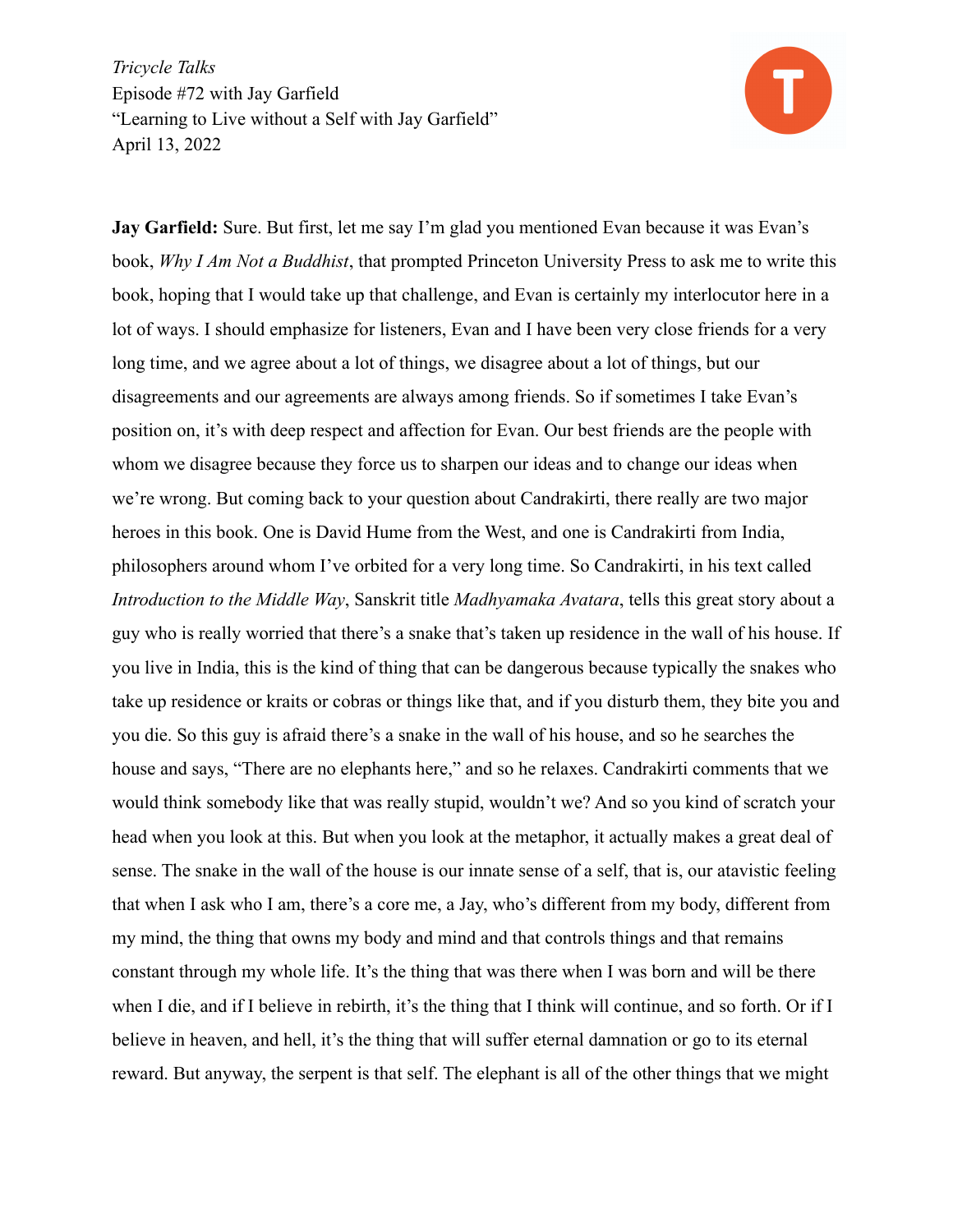**Jay Garfield:** Sure. But first, let me say I'm glad you mentioned Evan because it was Evan's book, *Why I Am Not a Buddhist*, that prompted Princeton University Press to ask me to write this book, hoping that I would take up that challenge, and Evan is certainly my interlocutor here in a lot of ways. I should emphasize for listeners, Evan and I have been very close friends for a very long time, and we agree about a lot of things, we disagree about a lot of things, but our disagreements and our agreements are always among friends. So if sometimes I take Evan's position on, it's with deep respect and affection for Evan. Our best friends are the people with whom we disagree because they force us to sharpen our ideas and to change our ideas when we're wrong. But coming back to your question about Candrakirti, there really are two major heroes in this book. One is David Hume from the West, and one is Candrakirti from India, philosophers around whom I've orbited for a very long time. So Candrakirti, in his text called *Introduction to the Middle Way*, Sanskrit title *Madhyamaka Avatara*, tells this great story about a guy who is really worried that there's a snake that's taken up residence in the wall of his house. If you live in India, this is the kind of thing that can be dangerous because typically the snakes who take up residence or kraits or cobras or things like that, and if you disturb them, they bite you and you die. So this guy is afraid there's a snake in the wall of his house, and so he searches the house and says, "There are no elephants here," and so he relaxes. Candrakirti comments that we would think somebody like that was really stupid, wouldn't we? And so you kind of scratch your head when you look at this. But when you look at the metaphor, it actually makes a great deal of sense. The snake in the wall of the house is our innate sense of a self, that is, our atavistic feeling that when I ask who I am, there's a core me, a Jay, who's different from my body, different from my mind, the thing that owns my body and mind and that controls things and that remains constant through my whole life. It's the thing that was there when I was born and will be there when I die, and if I believe in rebirth, it's the thing that I think will continue, and so forth. Or if I believe in heaven, and hell, it's the thing that will suffer eternal damnation or go to its eternal reward. But anyway, the serpent is that self. The elephant is all of the other things that we might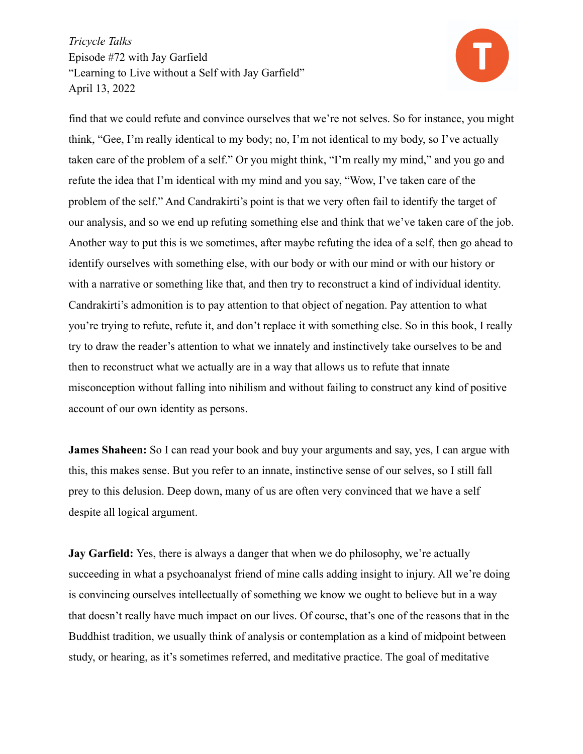find that we could refute and convince ourselves that we're not selves. So for instance, you might think, "Gee, I'm really identical to my body; no, I'm not identical to my body, so I've actually taken care of the problem of a self." Or you might think, "I'm really my mind," and you go and refute the idea that I'm identical with my mind and you say, "Wow, I've taken care of the problem of the self." And Candrakirti's point is that we very often fail to identify the target of our analysis, and so we end up refuting something else and think that we've taken care of the job. Another way to put this is we sometimes, after maybe refuting the idea of a self, then go ahead to identify ourselves with something else, with our body or with our mind or with our history or with a narrative or something like that, and then try to reconstruct a kind of individual identity. Candrakirti's admonition is to pay attention to that object of negation. Pay attention to what you're trying to refute, refute it, and don't replace it with something else. So in this book, I really try to draw the reader's attention to what we innately and instinctively take ourselves to be and then to reconstruct what we actually are in a way that allows us to refute that innate misconception without falling into nihilism and without failing to construct any kind of positive account of our own identity as persons.

**James Shaheen:** So I can read your book and buy your arguments and say, yes, I can argue with this, this makes sense. But you refer to an innate, instinctive sense of our selves, so I still fall prey to this delusion. Deep down, many of us are often very convinced that we have a self despite all logical argument.

**Jay Garfield:** Yes, there is always a danger that when we do philosophy, we're actually succeeding in what a psychoanalyst friend of mine calls adding insight to injury. All we're doing is convincing ourselves intellectually of something we know we ought to believe but in a way that doesn't really have much impact on our lives. Of course, that's one of the reasons that in the Buddhist tradition, we usually think of analysis or contemplation as a kind of midpoint between study, or hearing, as it's sometimes referred, and meditative practice. The goal of meditative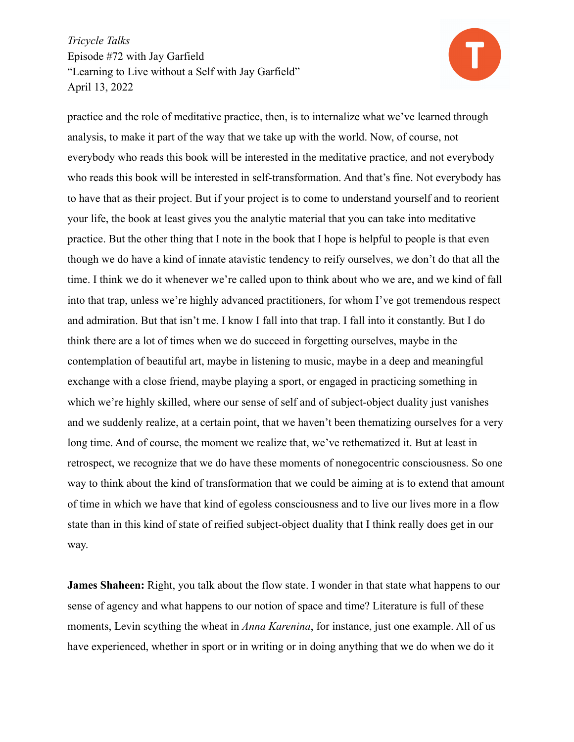practice and the role of meditative practice, then, is to internalize what we've learned through analysis, to make it part of the way that we take up with the world. Now, of course, not everybody who reads this book will be interested in the meditative practice, and not everybody who reads this book will be interested in self-transformation. And that's fine. Not everybody has to have that as their project. But if your project is to come to understand yourself and to reorient your life, the book at least gives you the analytic material that you can take into meditative practice. But the other thing that I note in the book that I hope is helpful to people is that even though we do have a kind of innate atavistic tendency to reify ourselves, we don't do that all the time. I think we do it whenever we're called upon to think about who we are, and we kind of fall into that trap, unless we're highly advanced practitioners, for whom I've got tremendous respect and admiration. But that isn't me. I know I fall into that trap. I fall into it constantly. But I do think there are a lot of times when we do succeed in forgetting ourselves, maybe in the contemplation of beautiful art, maybe in listening to music, maybe in a deep and meaningful exchange with a close friend, maybe playing a sport, or engaged in practicing something in which we're highly skilled, where our sense of self and of subject-object duality just vanishes and we suddenly realize, at a certain point, that we haven't been thematizing ourselves for a very long time. And of course, the moment we realize that, we've rethematized it. But at least in retrospect, we recognize that we do have these moments of nonegocentric consciousness. So one way to think about the kind of transformation that we could be aiming at is to extend that amount of time in which we have that kind of egoless consciousness and to live our lives more in a flow state than in this kind of state of reified subject-object duality that I think really does get in our way.

**James Shaheen:** Right, you talk about the flow state. I wonder in that state what happens to our sense of agency and what happens to our notion of space and time? Literature is full of these moments, Levin scything the wheat in *Anna Karenina*, for instance, just one example. All of us have experienced, whether in sport or in writing or in doing anything that we do when we do it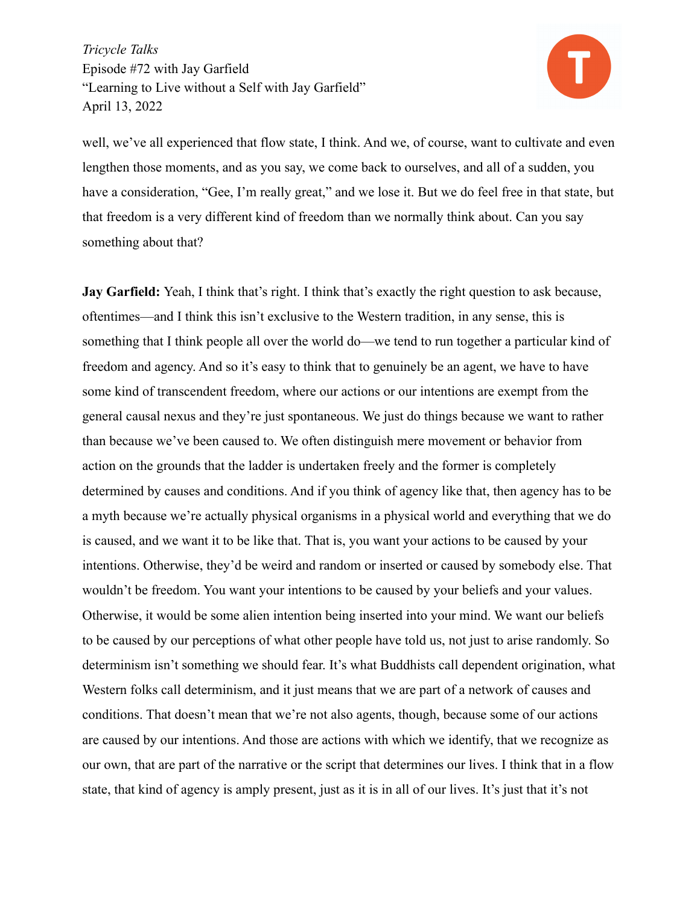well, we've all experienced that flow state, I think. And we, of course, want to cultivate and even lengthen those moments, and as you say, we come back to ourselves, and all of a sudden, you have a consideration, "Gee, I'm really great," and we lose it. But we do feel free in that state, but that freedom is a very different kind of freedom than we normally think about. Can you say something about that?

**Jay Garfield:** Yeah, I think that's right. I think that's exactly the right question to ask because, oftentimes—and I think this isn't exclusive to the Western tradition, in any sense, this is something that I think people all over the world do—we tend to run together a particular kind of freedom and agency. And so it's easy to think that to genuinely be an agent, we have to have some kind of transcendent freedom, where our actions or our intentions are exempt from the general causal nexus and they're just spontaneous. We just do things because we want to rather than because we've been caused to. We often distinguish mere movement or behavior from action on the grounds that the ladder is undertaken freely and the former is completely determined by causes and conditions. And if you think of agency like that, then agency has to be a myth because we're actually physical organisms in a physical world and everything that we do is caused, and we want it to be like that. That is, you want your actions to be caused by your intentions. Otherwise, they'd be weird and random or inserted or caused by somebody else. That wouldn't be freedom. You want your intentions to be caused by your beliefs and your values. Otherwise, it would be some alien intention being inserted into your mind. We want our beliefs to be caused by our perceptions of what other people have told us, not just to arise randomly. So determinism isn't something we should fear. It's what Buddhists call dependent origination, what Western folks call determinism, and it just means that we are part of a network of causes and conditions. That doesn't mean that we're not also agents, though, because some of our actions are caused by our intentions. And those are actions with which we identify, that we recognize as our own, that are part of the narrative or the script that determines our lives. I think that in a flow state, that kind of agency is amply present, just as it is in all of our lives. It's just that it's not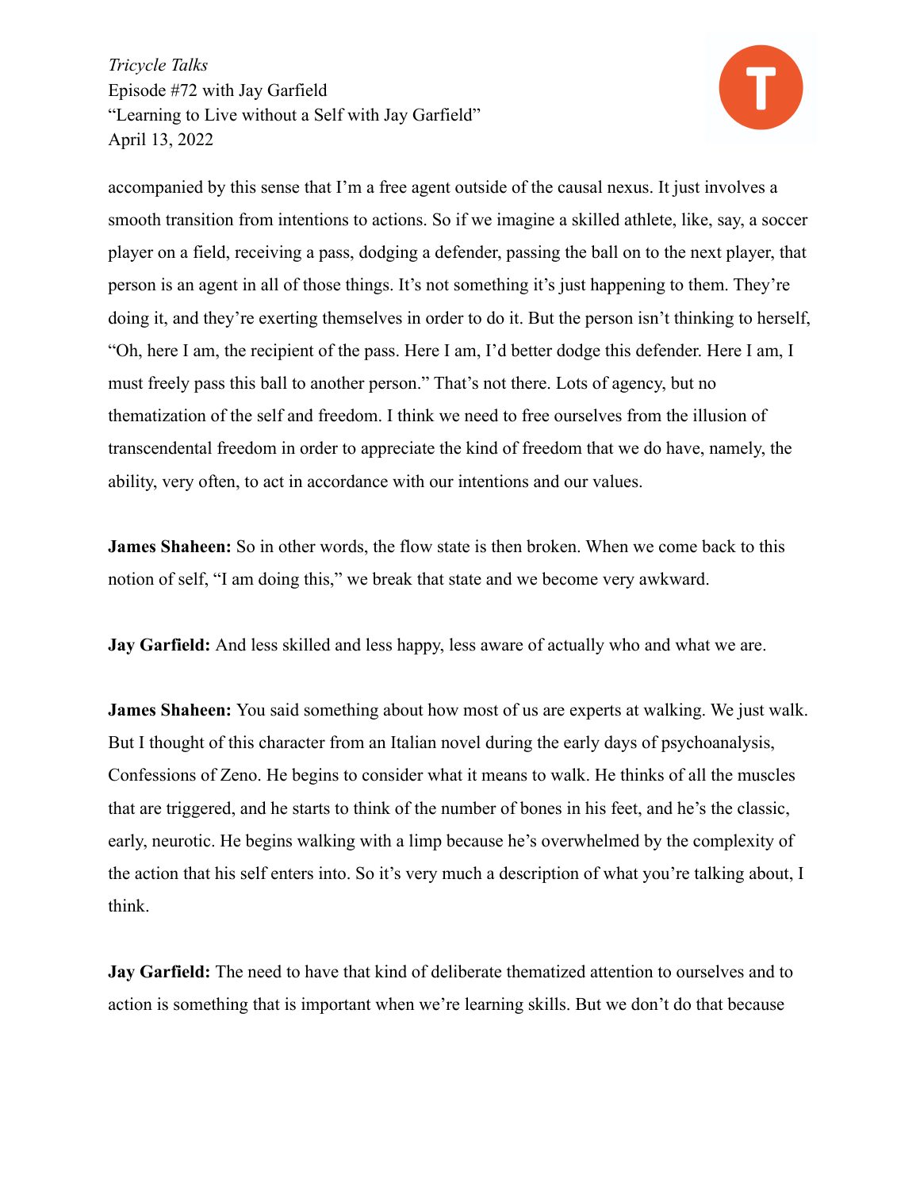accompanied by this sense that I'm a free agent outside of the causal nexus. It just involves a smooth transition from intentions to actions. So if we imagine a skilled athlete, like, say, a soccer player on a field, receiving a pass, dodging a defender, passing the ball on to the next player, that person is an agent in all of those things. It's not something it's just happening to them. They're doing it, and they're exerting themselves in order to do it. But the person isn't thinking to herself, "Oh, here I am, the recipient of the pass. Here I am, I'd better dodge this defender. Here I am, I must freely pass this ball to another person." That's not there. Lots of agency, but no thematization of the self and freedom. I think we need to free ourselves from the illusion of transcendental freedom in order to appreciate the kind of freedom that we do have, namely, the ability, very often, to act in accordance with our intentions and our values.

**James Shaheen:** So in other words, the flow state is then broken. When we come back to this notion of self, "I am doing this," we break that state and we become very awkward.

**Jay Garfield:** And less skilled and less happy, less aware of actually who and what we are.

**James Shaheen:** You said something about how most of us are experts at walking. We just walk. But I thought of this character from an Italian novel during the early days of psychoanalysis, Confessions of Zeno. He begins to consider what it means to walk. He thinks of all the muscles that are triggered, and he starts to think of the number of bones in his feet, and he's the classic, early, neurotic. He begins walking with a limp because he's overwhelmed by the complexity of the action that his self enters into. So it's very much a description of what you're talking about, I think.

**Jay Garfield:** The need to have that kind of deliberate thematized attention to ourselves and to action is something that is important when we're learning skills. But we don't do that because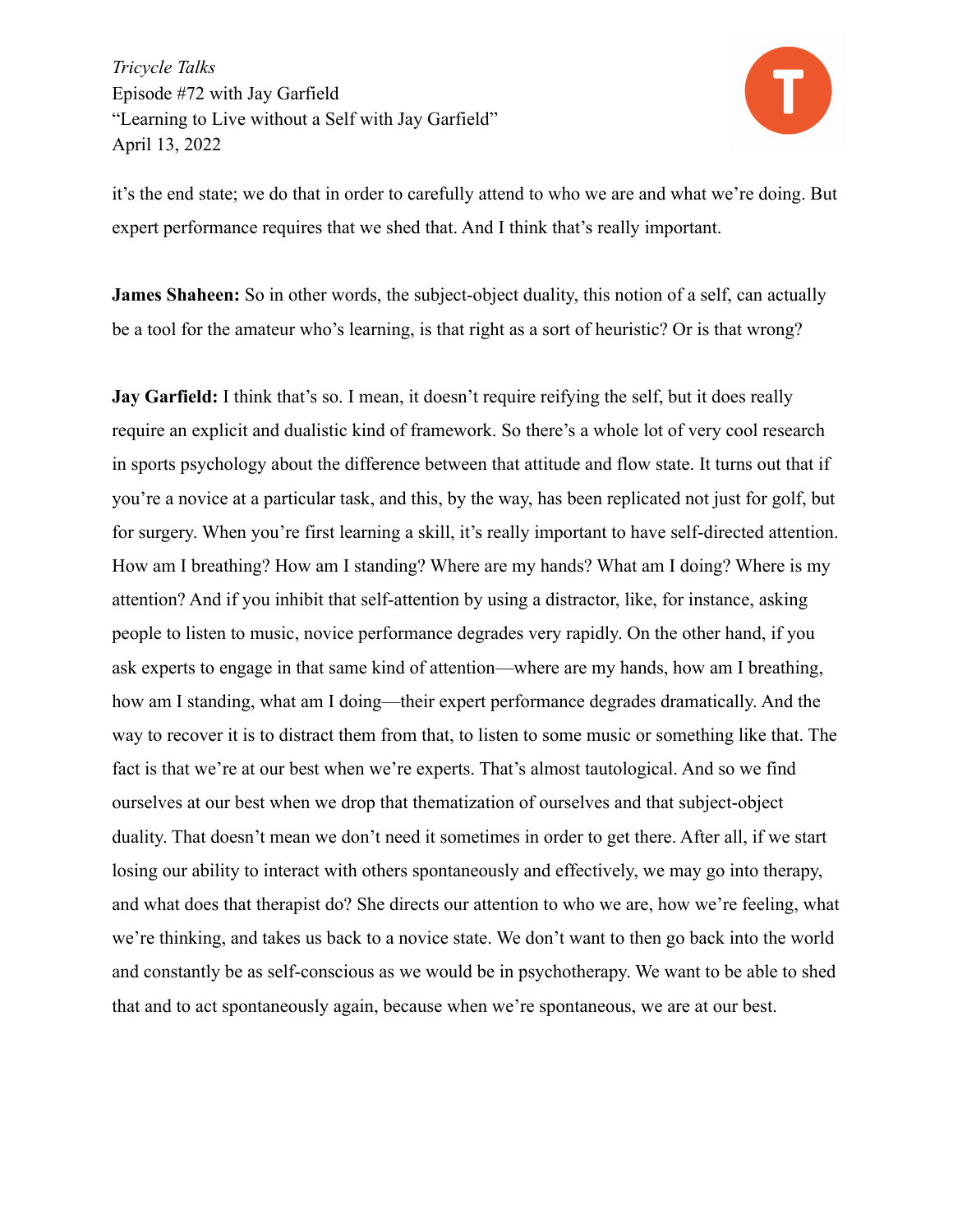it's the end state; we do that in order to carefully attend to who we are and what we're doing. But expert performance requires that we shed that. And I think that's really important.

**James Shaheen:** So in other words, the subject-object duality, this notion of a self, can actually be a tool for the amateur who's learning, is that right as a sort of heuristic? Or is that wrong?

**Jay Garfield:** I think that's so. I mean, it doesn't require reifying the self, but it does really require an explicit and dualistic kind of framework. So there's a whole lot of very cool research in sports psychology about the difference between that attitude and flow state. It turns out that if you're a novice at a particular task, and this, by the way, has been replicated not just for golf, but for surgery. When you're first learning a skill, it's really important to have self-directed attention. How am I breathing? How am I standing? Where are my hands? What am I doing? Where is my attention? And if you inhibit that self-attention by using a distractor, like, for instance, asking people to listen to music, novice performance degrades very rapidly. On the other hand, if you ask experts to engage in that same kind of attention—where are my hands, how am I breathing, how am I standing, what am I doing—their expert performance degrades dramatically. And the way to recover it is to distract them from that, to listen to some music or something like that. The fact is that we're at our best when we're experts. That's almost tautological. And so we find ourselves at our best when we drop that thematization of ourselves and that subject-object duality. That doesn't mean we don't need it sometimes in order to get there. After all, if we start losing our ability to interact with others spontaneously and effectively, we may go into therapy, and what does that therapist do? She directs our attention to who we are, how we're feeling, what we're thinking, and takes us back to a novice state. We don't want to then go back into the world and constantly be as self-conscious as we would be in psychotherapy. We want to be able to shed that and to act spontaneously again, because when we're spontaneous, we are at our best.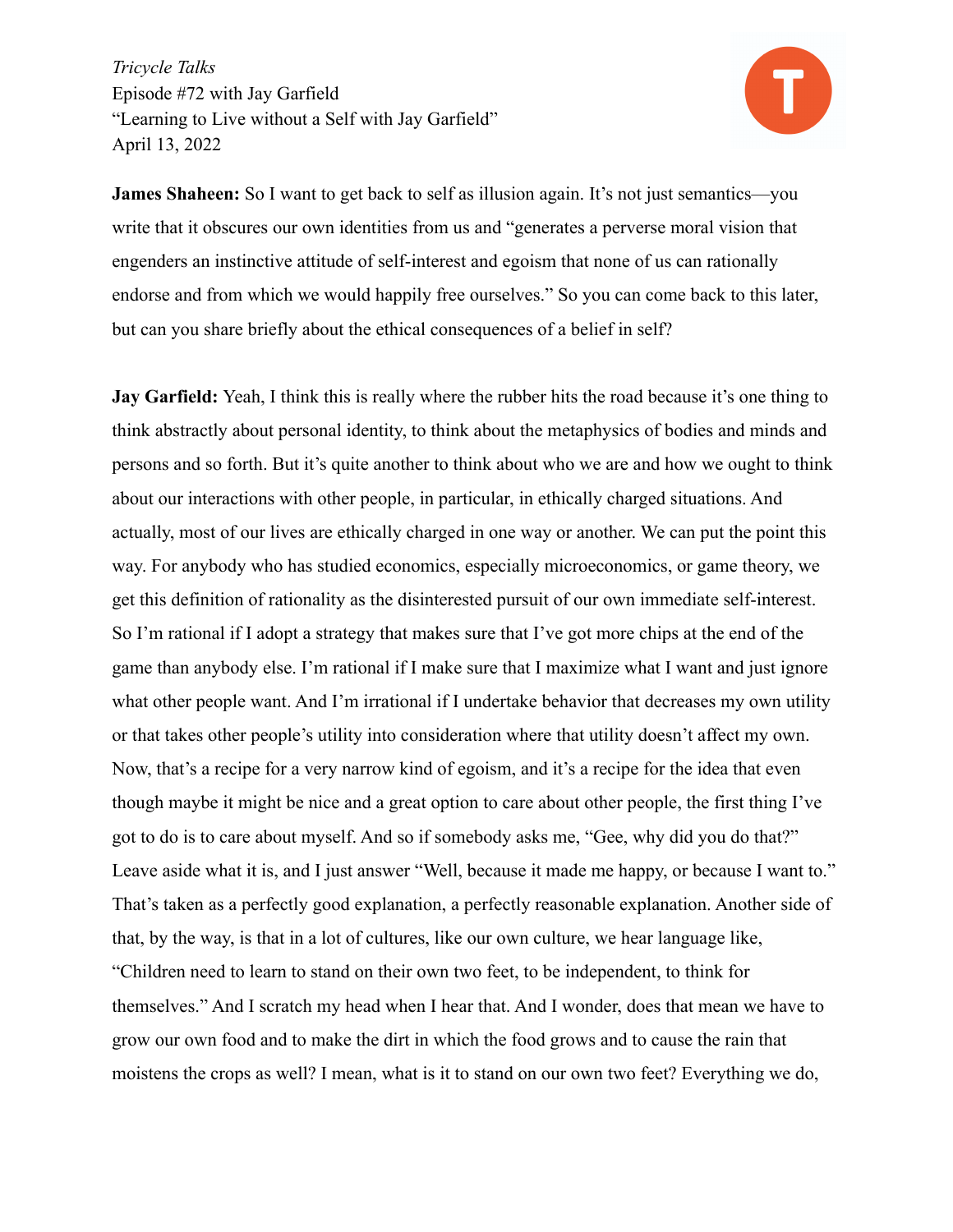**James Shaheen:** So I want to get back to self as illusion again. It's not just semantics—you write that it obscures our own identities from us and "generates a perverse moral vision that engenders an instinctive attitude of self-interest and egoism that none of us can rationally endorse and from which we would happily free ourselves." So you can come back to this later, but can you share briefly about the ethical consequences of a belief in self?

**Jay Garfield:** Yeah, I think this is really where the rubber hits the road because it's one thing to think abstractly about personal identity, to think about the metaphysics of bodies and minds and persons and so forth. But it's quite another to think about who we are and how we ought to think about our interactions with other people, in particular, in ethically charged situations. And actually, most of our lives are ethically charged in one way or another. We can put the point this way. For anybody who has studied economics, especially microeconomics, or game theory, we get this definition of rationality as the disinterested pursuit of our own immediate self-interest. So I'm rational if I adopt a strategy that makes sure that I've got more chips at the end of the game than anybody else. I'm rational if I make sure that I maximize what I want and just ignore what other people want. And I'm irrational if I undertake behavior that decreases my own utility or that takes other people's utility into consideration where that utility doesn't affect my own. Now, that's a recipe for a very narrow kind of egoism, and it's a recipe for the idea that even though maybe it might be nice and a great option to care about other people, the first thing I've got to do is to care about myself. And so if somebody asks me, "Gee, why did you do that?" Leave aside what it is, and I just answer "Well, because it made me happy, or because I want to." That's taken as a perfectly good explanation, a perfectly reasonable explanation. Another side of that, by the way, is that in a lot of cultures, like our own culture, we hear language like, "Children need to learn to stand on their own two feet, to be independent, to think for themselves." And I scratch my head when I hear that. And I wonder, does that mean we have to grow our own food and to make the dirt in which the food grows and to cause the rain that moistens the crops as well? I mean, what is it to stand on our own two feet? Everything we do,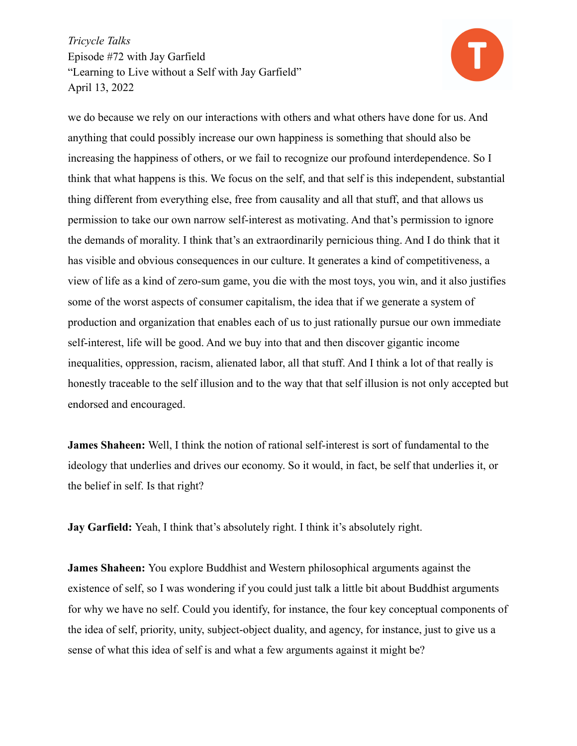we do because we rely on our interactions with others and what others have done for us. And anything that could possibly increase our own happiness is something that should also be increasing the happiness of others, or we fail to recognize our profound interdependence. So I think that what happens is this. We focus on the self, and that self is this independent, substantial thing different from everything else, free from causality and all that stuff, and that allows us permission to take our own narrow self-interest as motivating. And that's permission to ignore the demands of morality. I think that's an extraordinarily pernicious thing. And I do think that it has visible and obvious consequences in our culture. It generates a kind of competitiveness, a view of life as a kind of zero-sum game, you die with the most toys, you win, and it also justifies some of the worst aspects of consumer capitalism, the idea that if we generate a system of production and organization that enables each of us to just rationally pursue our own immediate self-interest, life will be good. And we buy into that and then discover gigantic income inequalities, oppression, racism, alienated labor, all that stuff. And I think a lot of that really is honestly traceable to the self illusion and to the way that that self illusion is not only accepted but endorsed and encouraged.

**James Shaheen:** Well, I think the notion of rational self-interest is sort of fundamental to the ideology that underlies and drives our economy. So it would, in fact, be self that underlies it, or the belief in self. Is that right?

**Jay Garfield:** Yeah, I think that's absolutely right. I think it's absolutely right.

**James Shaheen:** You explore Buddhist and Western philosophical arguments against the existence of self, so I was wondering if you could just talk a little bit about Buddhist arguments for why we have no self. Could you identify, for instance, the four key conceptual components of the idea of self, priority, unity, subject-object duality, and agency, for instance, just to give us a sense of what this idea of self is and what a few arguments against it might be?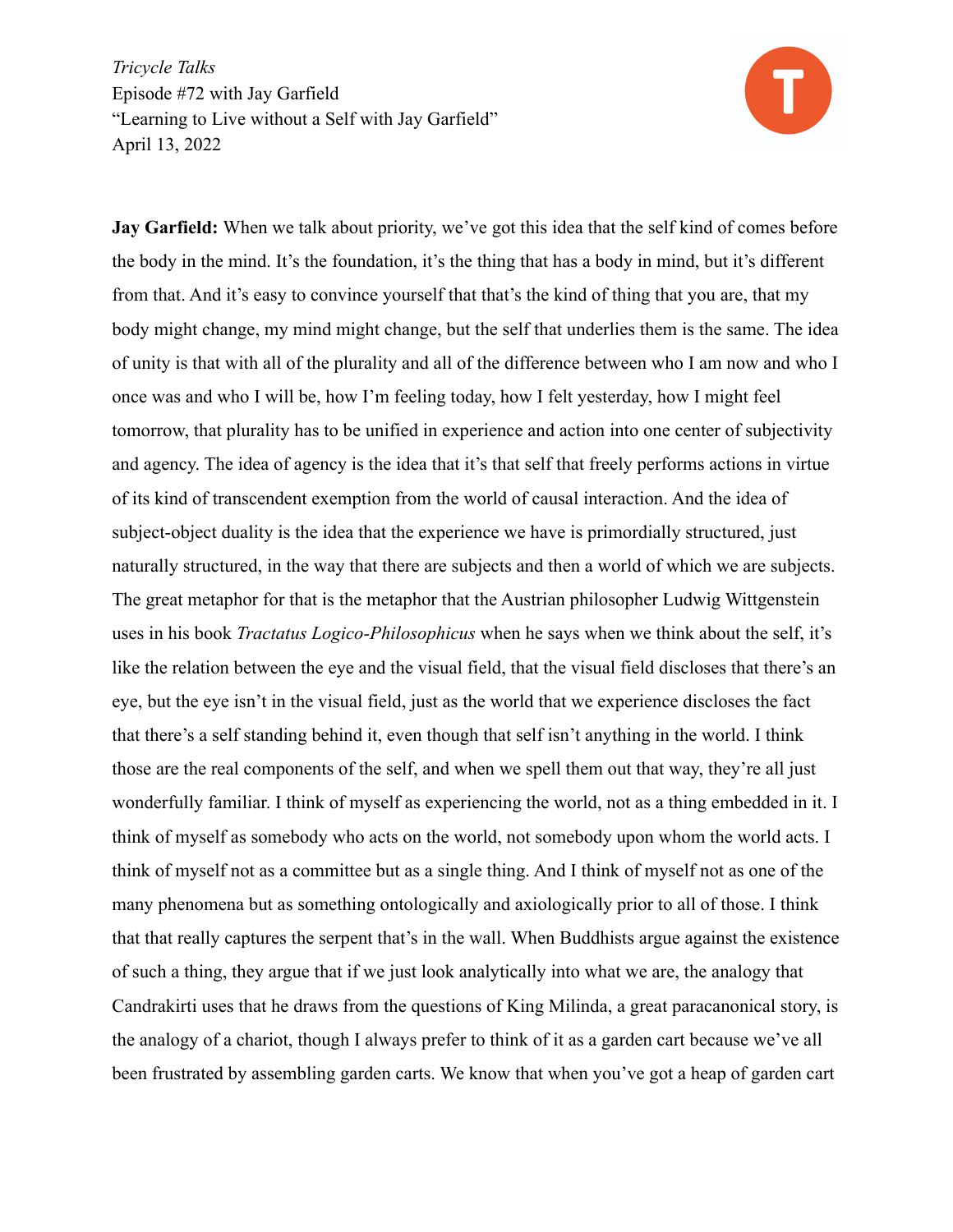*Tricycle Talks*
Episode #72 with Jay Garfield
"Learning to Live without a Self with Jay Garfield"
April 13, 2022

**Jay Garfield:** When we talk about priority, we've got this idea that the self kind of comes before the body in the mind. It's the foundation, it's the thing that has a body in mind, but it's different from that. And it's easy to convince yourself that that's the kind of thing that you are, that my body might change, my mind might change, but the self that underlies them is the same. The idea of unity is that with all of the plurality and all of the difference between who I am now and who I once was and who I will be, how I'm feeling today, how I felt yesterday, how I might feel tomorrow, that plurality has to be unified in experience and action into one center of subjectivity and agency. The idea of agency is the idea that it's that self that freely performs actions in virtue of its kind of transcendent exemption from the world of causal interaction. And the idea of subject-object duality is the idea that the experience we have is primordially structured, just naturally structured, in the way that there are subjects and then a world of which we are subjects. The great metaphor for that is the metaphor that the Austrian philosopher Ludwig Wittgenstein uses in his book *Tractatus Logico-Philosophicus* when he says when we think about the self, it's like the relation between the eye and the visual field, that the visual field discloses that there's an eye, but the eye isn't in the visual field, just as the world that we experience discloses the fact that there's a self standing behind it, even though that self isn't anything in the world. I think those are the real components of the self, and when we spell them out that way, they're all just wonderfully familiar. I think of myself as experiencing the world, not as a thing embedded in it. I think of myself as somebody who acts on the world, not somebody upon whom the world acts. I think of myself not as a committee but as a single thing. And I think of myself not as one of the many phenomena but as something ontologically and axiologically prior to all of those. I think that that really captures the serpent that's in the wall. When Buddhists argue against the existence of such a thing, they argue that if we just look analytically into what we are, the analogy that Candrakirti uses that he draws from the questions of King Milinda, a great paracanonical story, is the analogy of a chariot, though I always prefer to think of it as a garden cart because we've all been frustrated by assembling garden carts. We know that when you've got a heap of garden cart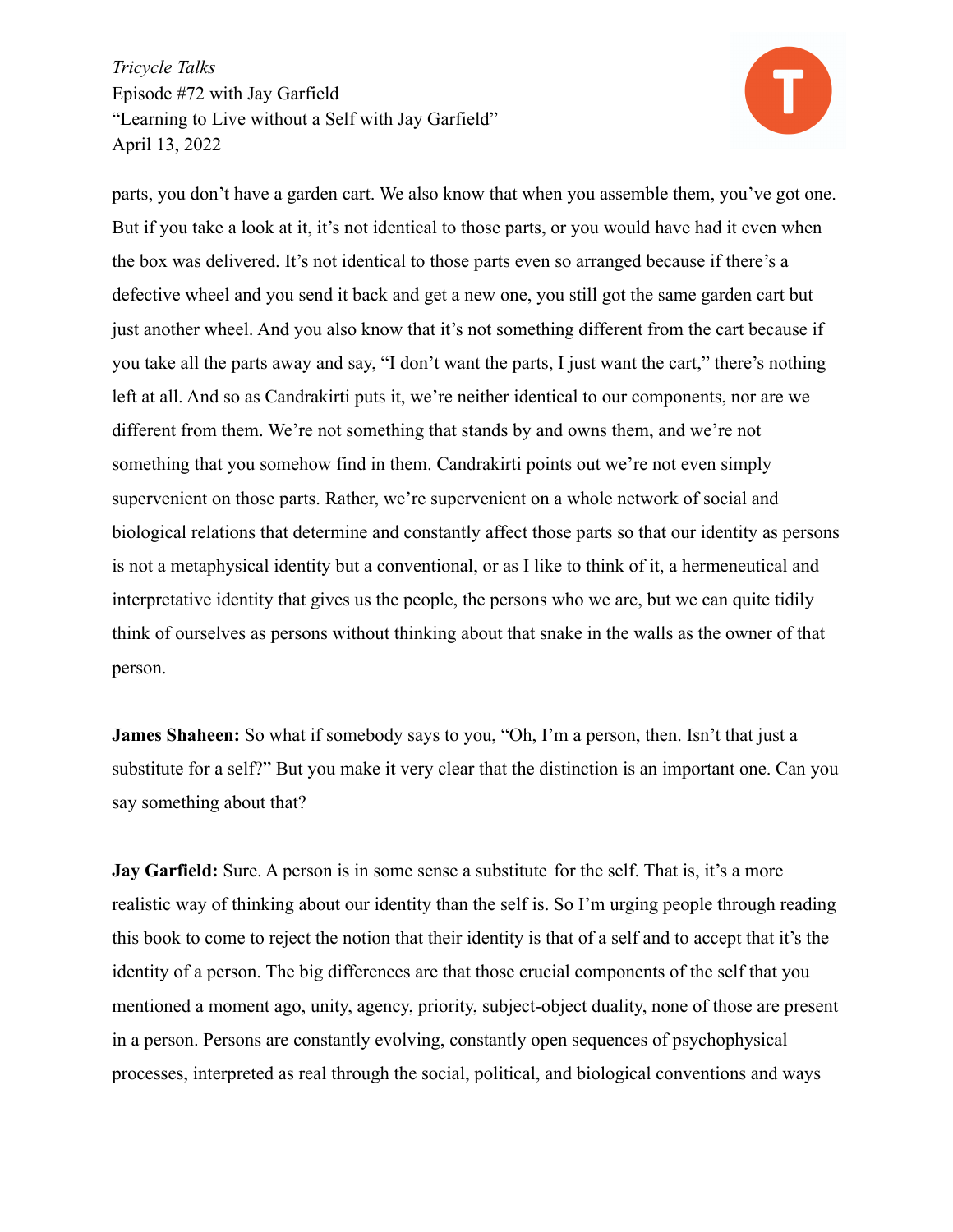parts, you don't have a garden cart. We also know that when you assemble them, you've got one. But if you take a look at it, it's not identical to those parts, or you would have had it even when the box was delivered. It's not identical to those parts even so arranged because if there's a defective wheel and you send it back and get a new one, you still got the same garden cart but just another wheel. And you also know that it's not something different from the cart because if you take all the parts away and say, "I don't want the parts, I just want the cart," there's nothing left at all. And so as Candrakirti puts it, we're neither identical to our components, nor are we different from them. We're not something that stands by and owns them, and we're not something that you somehow find in them. Candrakirti points out we're not even simply supervenient on those parts. Rather, we're supervenient on a whole network of social and biological relations that determine and constantly affect those parts so that our identity as persons is not a metaphysical identity but a conventional, or as I like to think of it, a hermeneutical and interpretative identity that gives us the people, the persons who we are, but we can quite tidily think of ourselves as persons without thinking about that snake in the walls as the owner of that person.

**James Shaheen:** So what if somebody says to you, "Oh, I'm a person, then. Isn't that just a substitute for a self?" But you make it very clear that the distinction is an important one. Can you say something about that?

**Jay Garfield:** Sure. A person is in some sense a substitute for the self. That is, it's a more realistic way of thinking about our identity than the self is. So I'm urging people through reading this book to come to reject the notion that their identity is that of a self and to accept that it's the identity of a person. The big differences are that those crucial components of the self that you mentioned a moment ago, unity, agency, priority, subject-object duality, none of those are present in a person. Persons are constantly evolving, constantly open sequences of psychophysical processes, interpreted as real through the social, political, and biological conventions and ways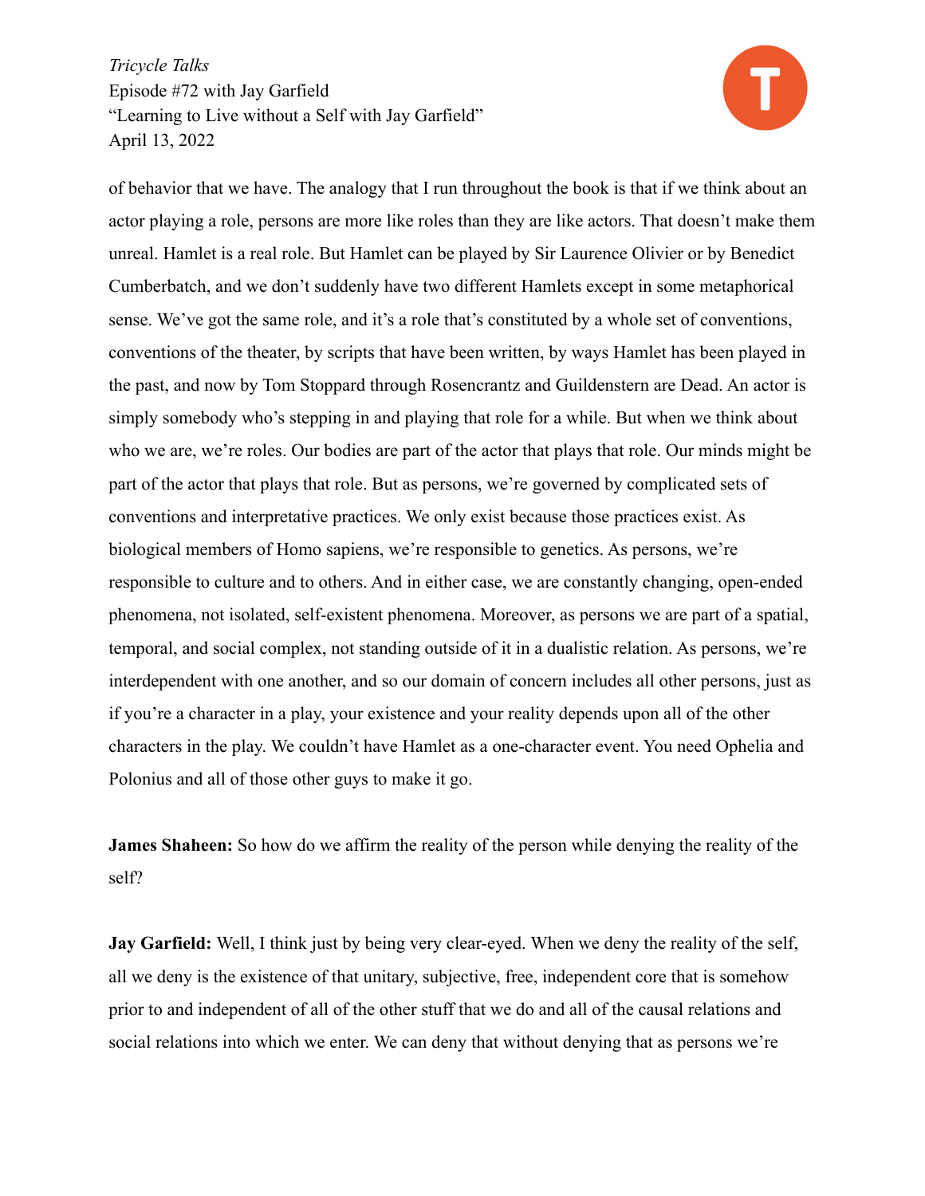of behavior that we have. The analogy that I run throughout the book is that if we think about an actor playing a role, persons are more like roles than they are like actors. That doesn't make them unreal. Hamlet is a real role. But Hamlet can be played by Sir Laurence Olivier or by Benedict Cumberbatch, and we don't suddenly have two different Hamlets except in some metaphorical sense. We've got the same role, and it's a role that's constituted by a whole set of conventions, conventions of the theater, by scripts that have been written, by ways Hamlet has been played in the past, and now by Tom Stoppard through Rosencrantz and Guildenstern are Dead. An actor is simply somebody who's stepping in and playing that role for a while. But when we think about who we are, we're roles. Our bodies are part of the actor that plays that role. Our minds might be part of the actor that plays that role. But as persons, we're governed by complicated sets of conventions and interpretative practices. We only exist because those practices exist. As biological members of Homo sapiens, we're responsible to genetics. As persons, we're responsible to culture and to others. And in either case, we are constantly changing, open-ended phenomena, not isolated, self-existent phenomena. Moreover, as persons we are part of a spatial, temporal, and social complex, not standing outside of it in a dualistic relation. As persons, we're interdependent with one another, and so our domain of concern includes all other persons, just as if you're a character in a play, your existence and your reality depends upon all of the other characters in the play. We couldn't have Hamlet as a one-character event. You need Ophelia and Polonius and all of those other guys to make it go.

**James Shaheen:** So how do we affirm the reality of the person while denying the reality of the self?

**Jay Garfield:** Well, I think just by being very clear-eyed. When we deny the reality of the self, all we deny is the existence of that unitary, subjective, free, independent core that is somehow prior to and independent of all of the other stuff that we do and all of the causal relations and social relations into which we enter. We can deny that without denying that as persons we're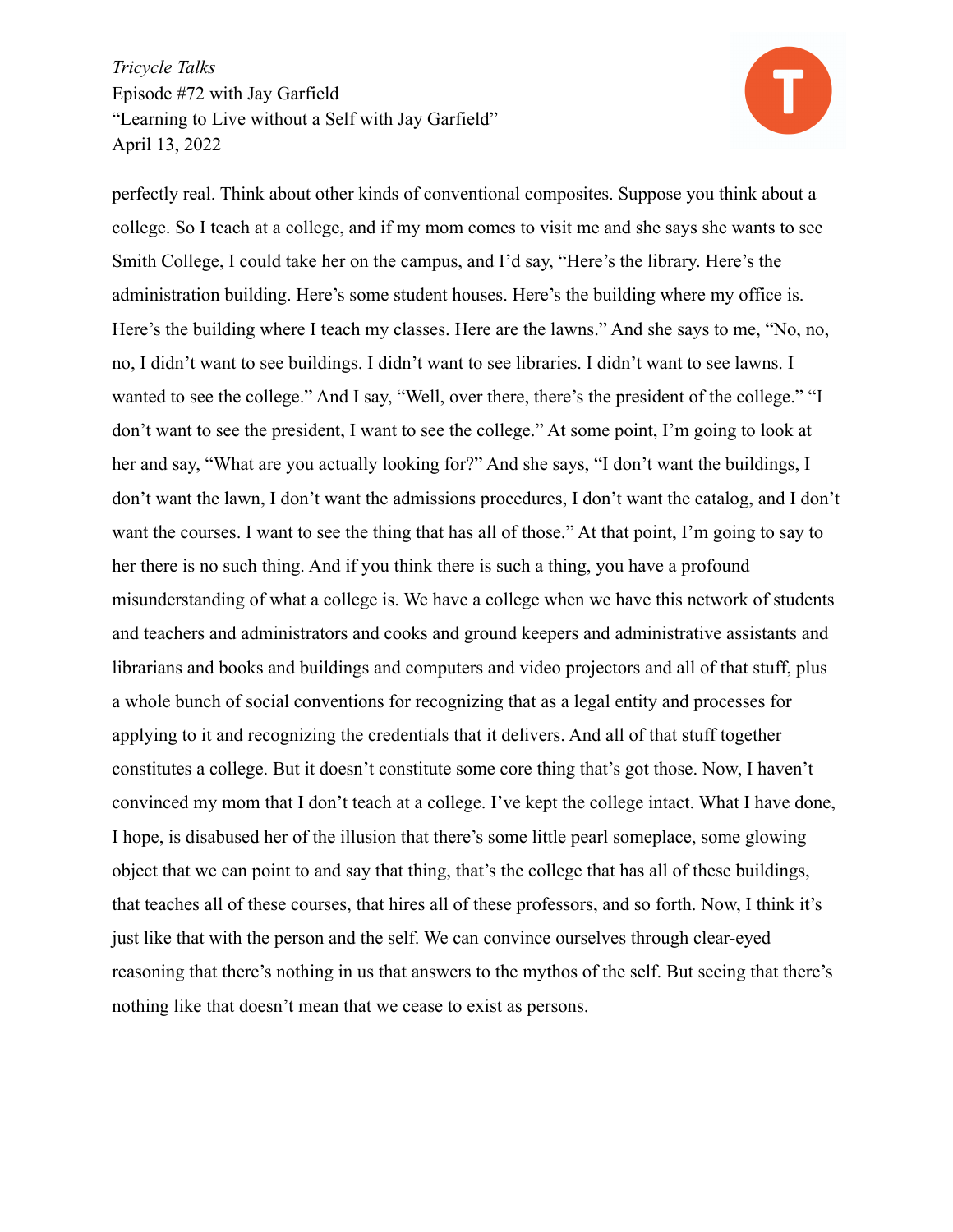perfectly real. Think about other kinds of conventional composites. Suppose you think about a college. So I teach at a college, and if my mom comes to visit me and she says she wants to see Smith College, I could take her on the campus, and I'd say, "Here's the library. Here's the administration building. Here's some student houses. Here's the building where my office is. Here's the building where I teach my classes. Here are the lawns." And she says to me, "No, no, no, I didn't want to see buildings. I didn't want to see libraries. I didn't want to see lawns. I wanted to see the college." And I say, "Well, over there, there's the president of the college." "I don't want to see the president, I want to see the college." At some point, I'm going to look at her and say, "What are you actually looking for?" And she says, "I don't want the buildings, I don't want the lawn, I don't want the admissions procedures, I don't want the catalog, and I don't want the courses. I want to see the thing that has all of those." At that point, I'm going to say to her there is no such thing. And if you think there is such a thing, you have a profound misunderstanding of what a college is. We have a college when we have this network of students and teachers and administrators and cooks and ground keepers and administrative assistants and librarians and books and buildings and computers and video projectors and all of that stuff, plus a whole bunch of social conventions for recognizing that as a legal entity and processes for applying to it and recognizing the credentials that it delivers. And all of that stuff together constitutes a college. But it doesn't constitute some core thing that's got those. Now, I haven't convinced my mom that I don't teach at a college. I've kept the college intact. What I have done, I hope, is disabused her of the illusion that there's some little pearl someplace, some glowing object that we can point to and say that thing, that's the college that has all of these buildings, that teaches all of these courses, that hires all of these professors, and so forth. Now, I think it's just like that with the person and the self. We can convince ourselves through clear-eyed reasoning that there's nothing in us that answers to the mythos of the self. But seeing that there's nothing like that doesn't mean that we cease to exist as persons.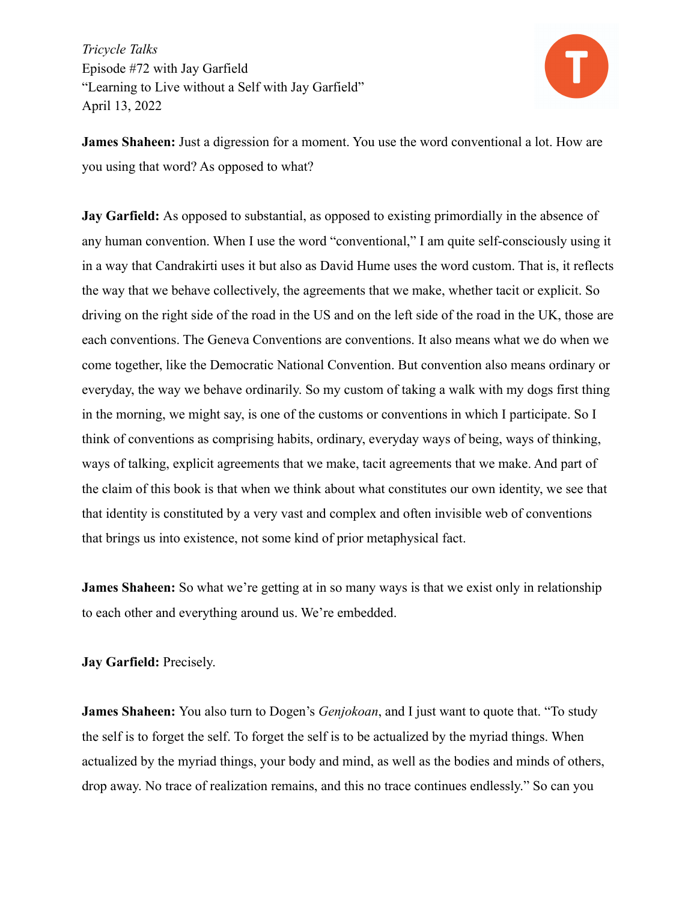**James Shaheen:** Just a digression for a moment. You use the word conventional a lot. How are you using that word? As opposed to what?

**Jay Garfield:** As opposed to substantial, as opposed to existing primordially in the absence of any human convention. When I use the word "conventional," I am quite self-consciously using it in a way that Candrakirti uses it but also as David Hume uses the word custom. That is, it reflects the way that we behave collectively, the agreements that we make, whether tacit or explicit. So driving on the right side of the road in the US and on the left side of the road in the UK, those are each conventions. The Geneva Conventions are conventions. It also means what we do when we come together, like the Democratic National Convention. But convention also means ordinary or everyday, the way we behave ordinarily. So my custom of taking a walk with my dogs first thing in the morning, we might say, is one of the customs or conventions in which I participate. So I think of conventions as comprising habits, ordinary, everyday ways of being, ways of thinking, ways of talking, explicit agreements that we make, tacit agreements that we make. And part of the claim of this book is that when we think about what constitutes our own identity, we see that that identity is constituted by a very vast and complex and often invisible web of conventions that brings us into existence, not some kind of prior metaphysical fact.

**James Shaheen:** So what we're getting at in so many ways is that we exist only in relationship to each other and everything around us. We're embedded.

**Jay Garfield:** Precisely.

**James Shaheen:** You also turn to Dogen's *Genjokoan*, and I just want to quote that. "To study the self is to forget the self. To forget the self is to be actualized by the myriad things. When actualized by the myriad things, your body and mind, as well as the bodies and minds of others, drop away. No trace of realization remains, and this no trace continues endlessly." So can you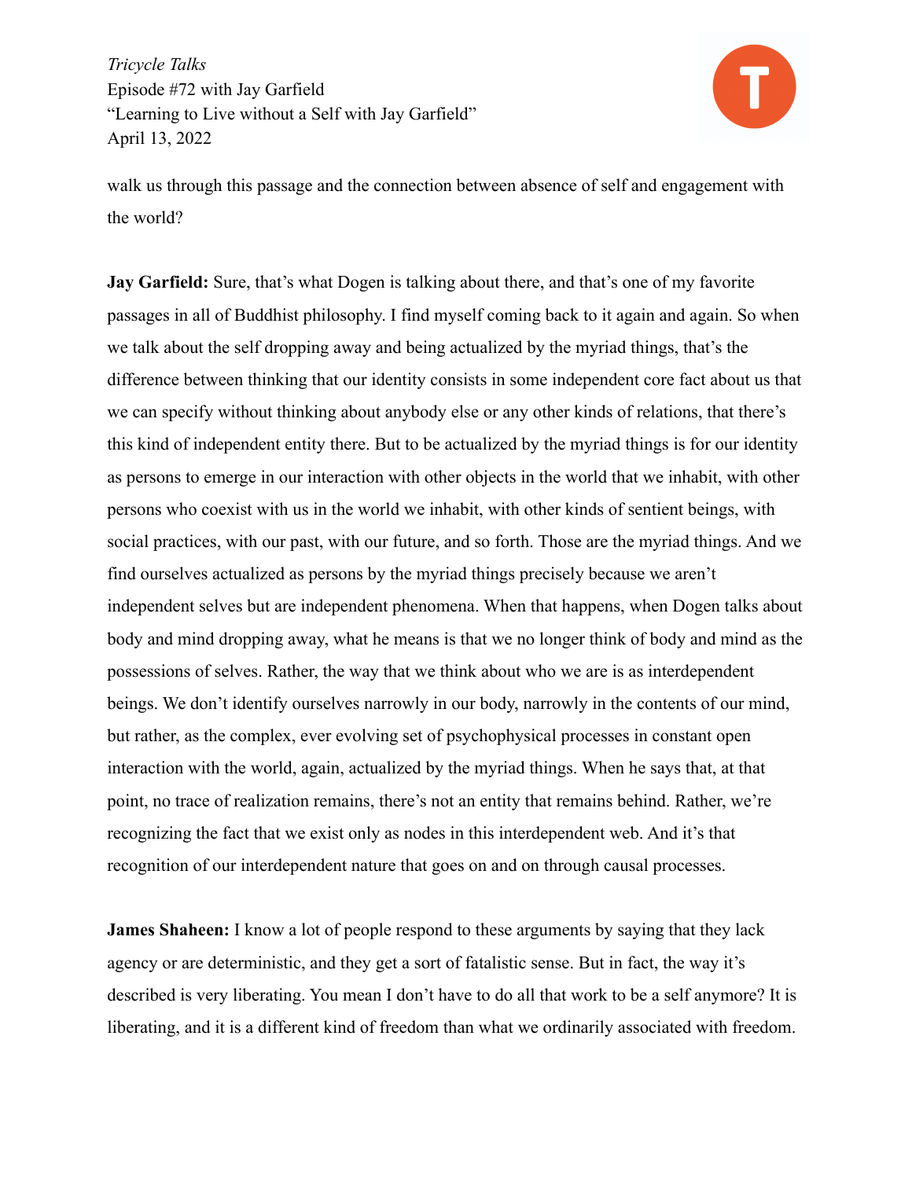walk us through this passage and the connection between absence of self and engagement with the world?

**Jay Garfield:** Sure, that's what Dogen is talking about there, and that's one of my favorite passages in all of Buddhist philosophy. I find myself coming back to it again and again. So when we talk about the self dropping away and being actualized by the myriad things, that's the difference between thinking that our identity consists in some independent core fact about us that we can specify without thinking about anybody else or any other kinds of relations, that there's this kind of independent entity there. But to be actualized by the myriad things is for our identity as persons to emerge in our interaction with other objects in the world that we inhabit, with other persons who coexist with us in the world we inhabit, with other kinds of sentient beings, with social practices, with our past, with our future, and so forth. Those are the myriad things. And we find ourselves actualized as persons by the myriad things precisely because we aren't independent selves but are independent phenomena. When that happens, when Dogen talks about body and mind dropping away, what he means is that we no longer think of body and mind as the possessions of selves. Rather, the way that we think about who we are is as interdependent beings. We don't identify ourselves narrowly in our body, narrowly in the contents of our mind, but rather, as the complex, ever evolving set of psychophysical processes in constant open interaction with the world, again, actualized by the myriad things. When he says that, at that point, no trace of realization remains, there's not an entity that remains behind. Rather, we're recognizing the fact that we exist only as nodes in this interdependent web. And it's that recognition of our interdependent nature that goes on and on through causal processes.

**James Shaheen:** I know a lot of people respond to these arguments by saying that they lack agency or are deterministic, and they get a sort of fatalistic sense. But in fact, the way it's described is very liberating. You mean I don't have to do all that work to be a self anymore? It is liberating, and it is a different kind of freedom than what we ordinarily associated with freedom.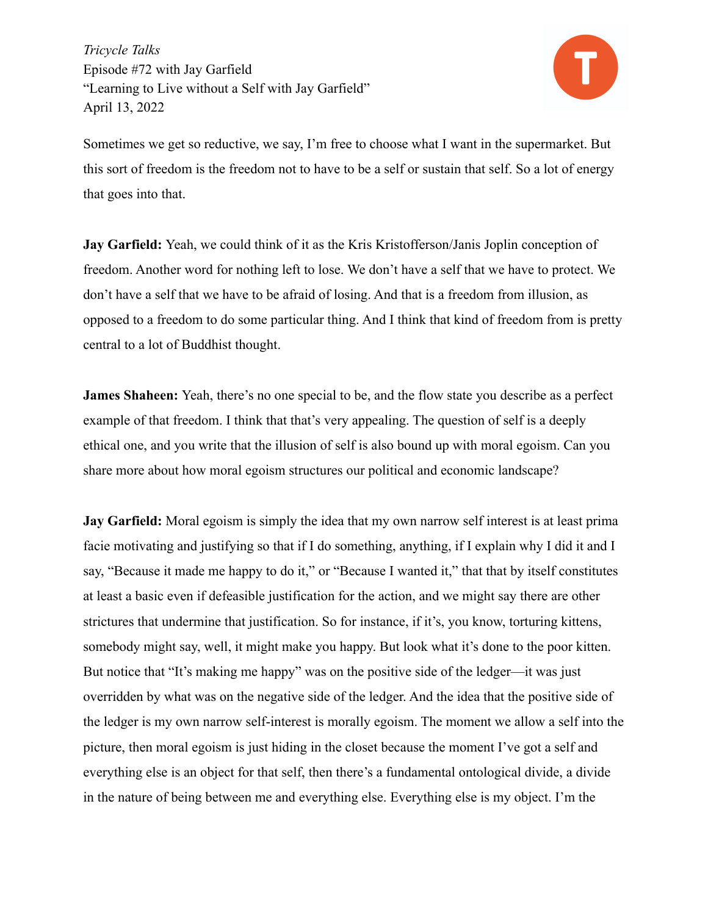Sometimes we get so reductive, we say, I'm free to choose what I want in the supermarket. But this sort of freedom is the freedom not to have to be a self or sustain that self. So a lot of energy that goes into that.

**Jay Garfield:** Yeah, we could think of it as the Kris Kristofferson/Janis Joplin conception of freedom. Another word for nothing left to lose. We don't have a self that we have to protect. We don't have a self that we have to be afraid of losing. And that is a freedom from illusion, as opposed to a freedom to do some particular thing. And I think that kind of freedom from is pretty central to a lot of Buddhist thought.

**James Shaheen:** Yeah, there's no one special to be, and the flow state you describe as a perfect example of that freedom. I think that that's very appealing. The question of self is a deeply ethical one, and you write that the illusion of self is also bound up with moral egoism. Can you share more about how moral egoism structures our political and economic landscape?

**Jay Garfield:** Moral egoism is simply the idea that my own narrow self interest is at least prima facie motivating and justifying so that if I do something, anything, if I explain why I did it and I say, "Because it made me happy to do it," or "Because I wanted it," that that by itself constitutes at least a basic even if defeasible justification for the action, and we might say there are other strictures that undermine that justification. So for instance, if it's, you know, torturing kittens, somebody might say, well, it might make you happy. But look what it's done to the poor kitten. But notice that "It's making me happy" was on the positive side of the ledger—it was just overridden by what was on the negative side of the ledger. And the idea that the positive side of the ledger is my own narrow self-interest is morally egoism. The moment we allow a self into the picture, then moral egoism is just hiding in the closet because the moment I've got a self and everything else is an object for that self, then there's a fundamental ontological divide, a divide in the nature of being between me and everything else. Everything else is my object. I'm the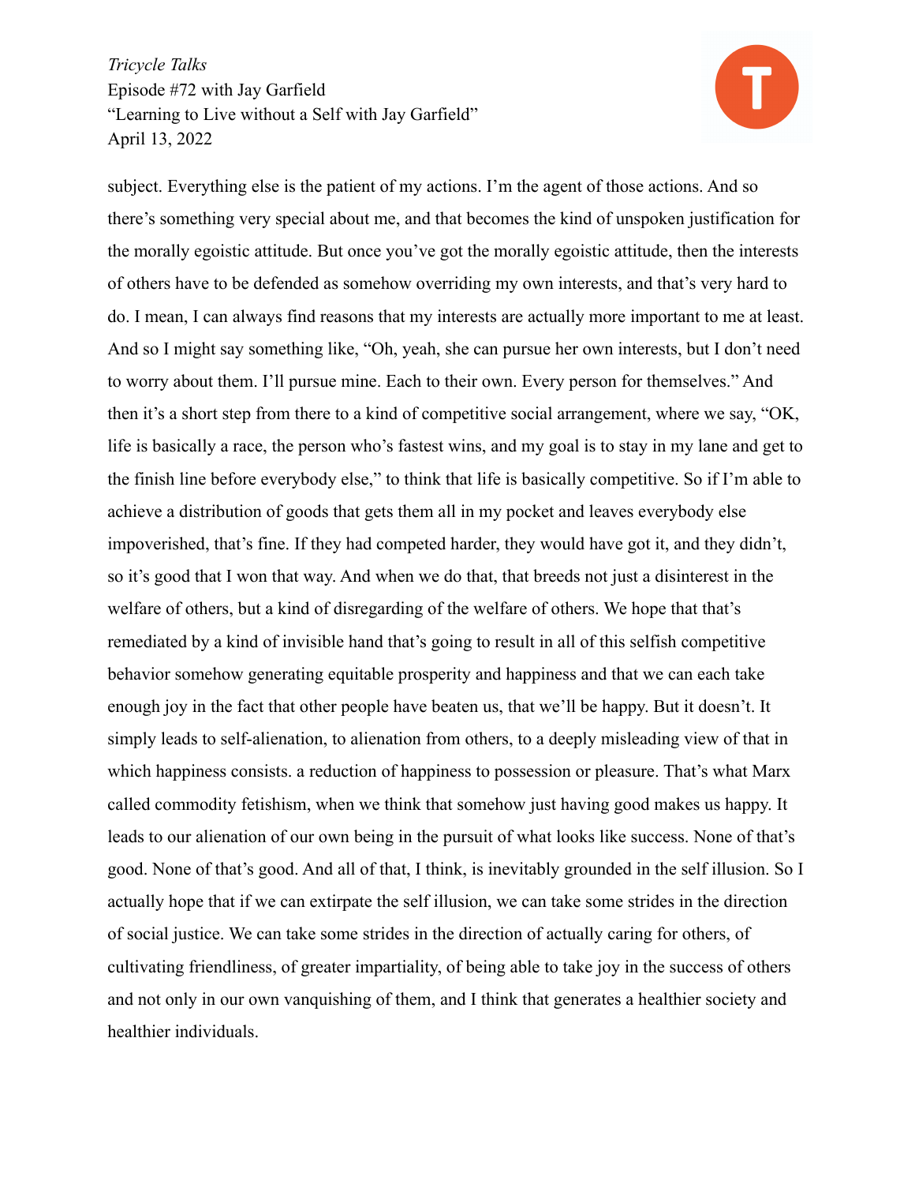subject. Everything else is the patient of my actions. I'm the agent of those actions. And so there's something very special about me, and that becomes the kind of unspoken justification for the morally egoistic attitude. But once you've got the morally egoistic attitude, then the interests of others have to be defended as somehow overriding my own interests, and that's very hard to do. I mean, I can always find reasons that my interests are actually more important to me at least. And so I might say something like, "Oh, yeah, she can pursue her own interests, but I don't need to worry about them. I'll pursue mine. Each to their own. Every person for themselves." And then it's a short step from there to a kind of competitive social arrangement, where we say, "OK, life is basically a race, the person who's fastest wins, and my goal is to stay in my lane and get to the finish line before everybody else," to think that life is basically competitive. So if I'm able to achieve a distribution of goods that gets them all in my pocket and leaves everybody else impoverished, that's fine. If they had competed harder, they would have got it, and they didn't, so it's good that I won that way. And when we do that, that breeds not just a disinterest in the welfare of others, but a kind of disregarding of the welfare of others. We hope that that's remediated by a kind of invisible hand that's going to result in all of this selfish competitive behavior somehow generating equitable prosperity and happiness and that we can each take enough joy in the fact that other people have beaten us, that we'll be happy. But it doesn't. It simply leads to self-alienation, to alienation from others, to a deeply misleading view of that in which happiness consists. a reduction of happiness to possession or pleasure. That's what Marx called commodity fetishism, when we think that somehow just having good makes us happy. It leads to our alienation of our own being in the pursuit of what looks like success. None of that's good. None of that's good. And all of that, I think, is inevitably grounded in the self illusion. So I actually hope that if we can extirpate the self illusion, we can take some strides in the direction of social justice. We can take some strides in the direction of actually caring for others, of cultivating friendliness, of greater impartiality, of being able to take joy in the success of others and not only in our own vanquishing of them, and I think that generates a healthier society and healthier individuals.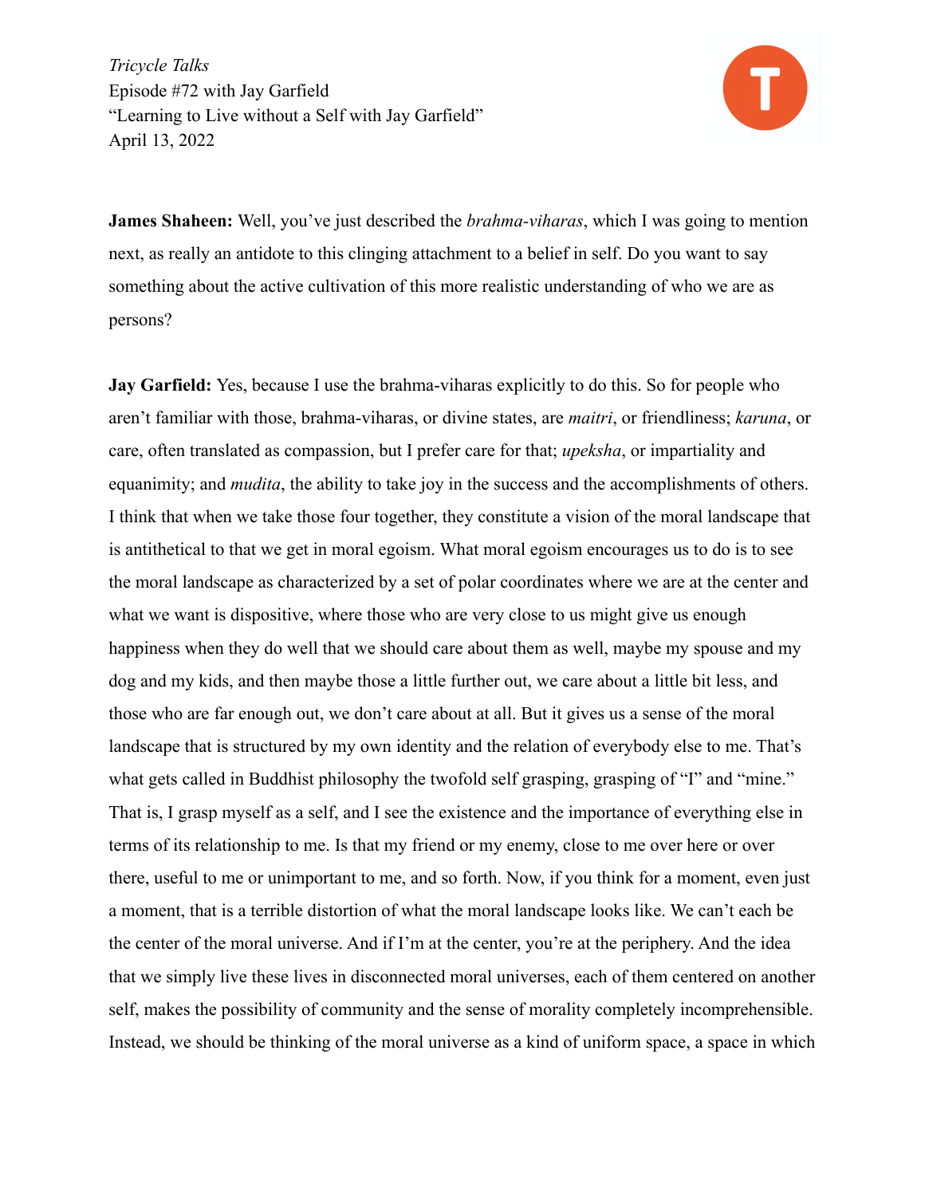**James Shaheen:** Well, you've just described the *brahma-viharas*, which I was going to mention next, as really an antidote to this clinging attachment to a belief in self. Do you want to say something about the active cultivation of this more realistic understanding of who we are as persons?

**Jay Garfield:** Yes, because I use the brahma-viharas explicitly to do this. So for people who aren't familiar with those, brahma-viharas, or divine states, are *maitri*, or friendliness; *karuna*, or care, often translated as compassion, but I prefer care for that; *upeksha*, or impartiality and equanimity; and *mudita*, the ability to take joy in the success and the accomplishments of others. I think that when we take those four together, they constitute a vision of the moral landscape that is antithetical to that we get in moral egoism. What moral egoism encourages us to do is to see the moral landscape as characterized by a set of polar coordinates where we are at the center and what we want is dispositive, where those who are very close to us might give us enough happiness when they do well that we should care about them as well, maybe my spouse and my dog and my kids, and then maybe those a little further out, we care about a little bit less, and those who are far enough out, we don't care about at all. But it gives us a sense of the moral landscape that is structured by my own identity and the relation of everybody else to me. That's what gets called in Buddhist philosophy the twofold self grasping, grasping of "I" and "mine." That is, I grasp myself as a self, and I see the existence and the importance of everything else in terms of its relationship to me. Is that my friend or my enemy, close to me over here or over there, useful to me or unimportant to me, and so forth. Now, if you think for a moment, even just a moment, that is a terrible distortion of what the moral landscape looks like. We can't each be the center of the moral universe. And if I'm at the center, you're at the periphery. And the idea that we simply live these lives in disconnected moral universes, each of them centered on another self, makes the possibility of community and the sense of morality completely incomprehensible. Instead, we should be thinking of the moral universe as a kind of uniform space, a space in which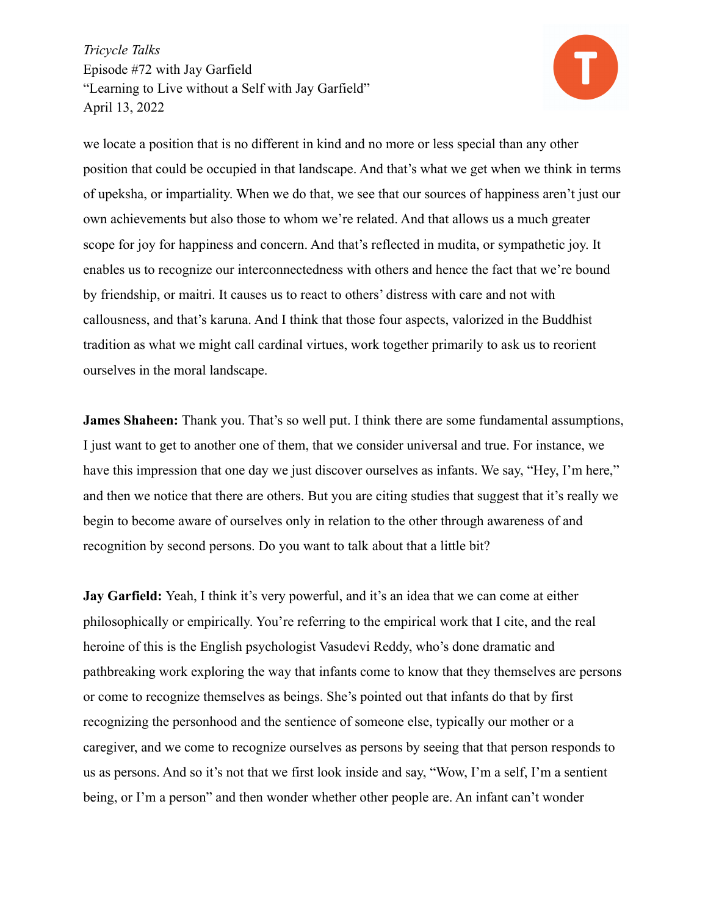we locate a position that is no different in kind and no more or less special than any other position that could be occupied in that landscape. And that's what we get when we think in terms of upeksha, or impartiality. When we do that, we see that our sources of happiness aren't just our own achievements but also those to whom we're related. And that allows us a much greater scope for joy for happiness and concern. And that's reflected in mudita, or sympathetic joy. It enables us to recognize our interconnectedness with others and hence the fact that we're bound by friendship, or maitri. It causes us to react to others' distress with care and not with callousness, and that's karuna. And I think that those four aspects, valorized in the Buddhist tradition as what we might call cardinal virtues, work together primarily to ask us to reorient ourselves in the moral landscape.

**James Shaheen:** Thank you. That's so well put. I think there are some fundamental assumptions, I just want to get to another one of them, that we consider universal and true. For instance, we have this impression that one day we just discover ourselves as infants. We say, "Hey, I'm here," and then we notice that there are others. But you are citing studies that suggest that it's really we begin to become aware of ourselves only in relation to the other through awareness of and recognition by second persons. Do you want to talk about that a little bit?

**Jay Garfield:** Yeah, I think it's very powerful, and it's an idea that we can come at either philosophically or empirically. You're referring to the empirical work that I cite, and the real heroine of this is the English psychologist Vasudevi Reddy, who's done dramatic and pathbreaking work exploring the way that infants come to know that they themselves are persons or come to recognize themselves as beings. She's pointed out that infants do that by first recognizing the personhood and the sentience of someone else, typically our mother or a caregiver, and we come to recognize ourselves as persons by seeing that that person responds to us as persons. And so it's not that we first look inside and say, "Wow, I'm a self, I'm a sentient being, or I'm a person" and then wonder whether other people are. An infant can't wonder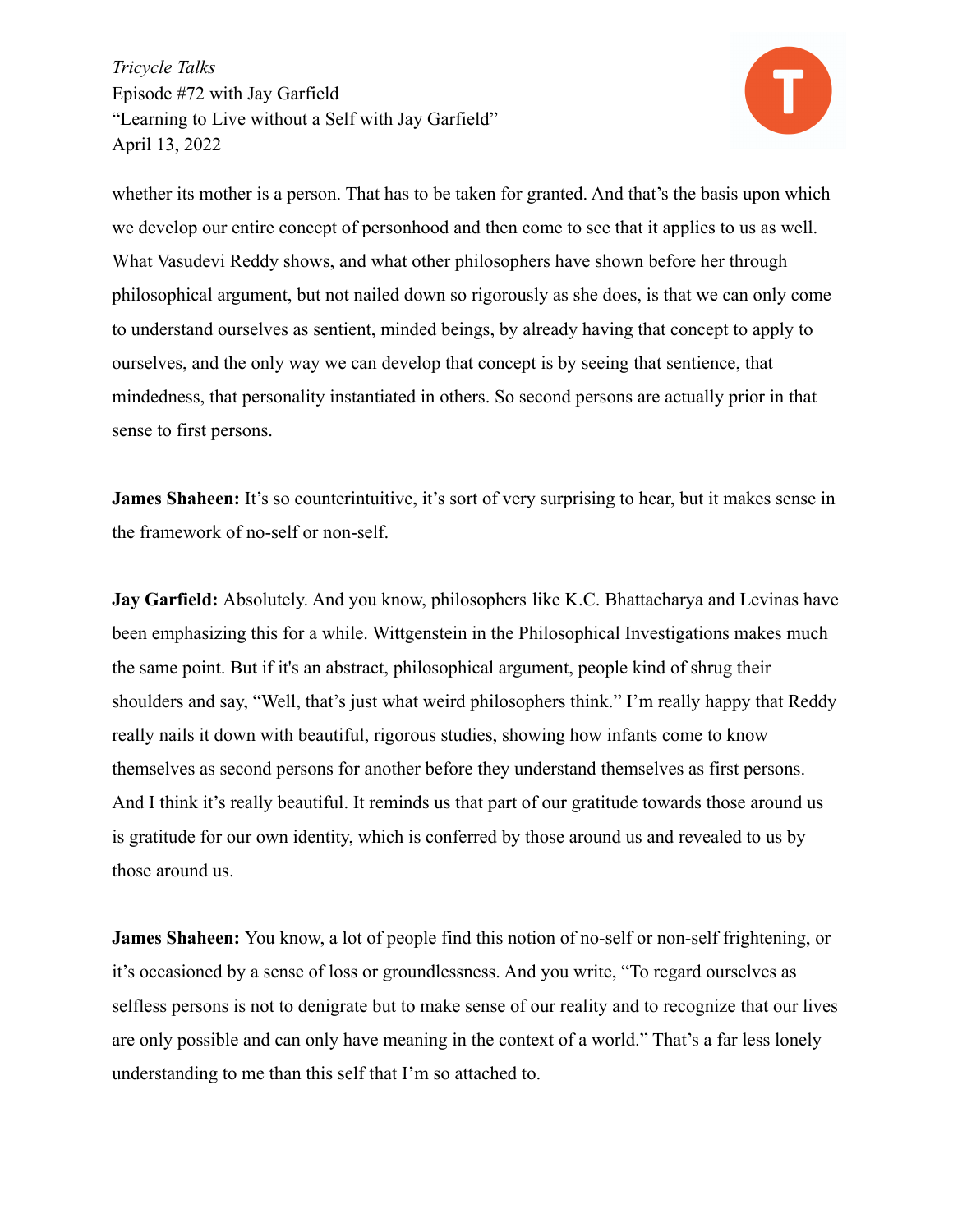whether its mother is a person. That has to be taken for granted. And that's the basis upon which we develop our entire concept of personhood and then come to see that it applies to us as well. What Vasudevi Reddy shows, and what other philosophers have shown before her through philosophical argument, but not nailed down so rigorously as she does, is that we can only come to understand ourselves as sentient, minded beings, by already having that concept to apply to ourselves, and the only way we can develop that concept is by seeing that sentience, that mindedness, that personality instantiated in others. So second persons are actually prior in that sense to first persons.

**James Shaheen:** It's so counterintuitive, it's sort of very surprising to hear, but it makes sense in the framework of no-self or non-self.

**Jay Garfield:** Absolutely. And you know, philosophers like K.C. Bhattacharya and Levinas have been emphasizing this for a while. Wittgenstein in the Philosophical Investigations makes much the same point. But if it's an abstract, philosophical argument, people kind of shrug their shoulders and say, "Well, that's just what weird philosophers think." I'm really happy that Reddy really nails it down with beautiful, rigorous studies, showing how infants come to know themselves as second persons for another before they understand themselves as first persons. And I think it's really beautiful. It reminds us that part of our gratitude towards those around us is gratitude for our own identity, which is conferred by those around us and revealed to us by those around us.

**James Shaheen:** You know, a lot of people find this notion of no-self or non-self frightening, or it's occasioned by a sense of loss or groundlessness. And you write, "To regard ourselves as selfless persons is not to denigrate but to make sense of our reality and to recognize that our lives are only possible and can only have meaning in the context of a world." That's a far less lonely understanding to me than this self that I'm so attached to.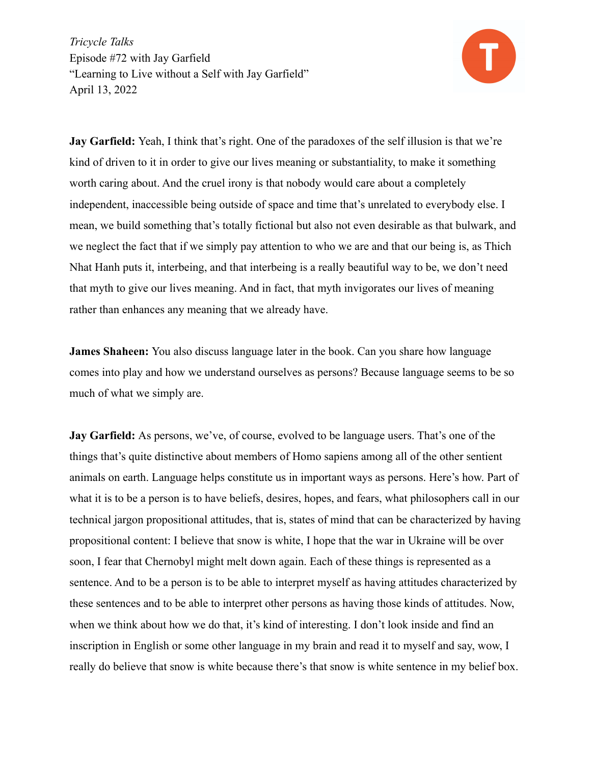**Jay Garfield:** Yeah, I think that's right. One of the paradoxes of the self illusion is that we're kind of driven to it in order to give our lives meaning or substantiality, to make it something worth caring about. And the cruel irony is that nobody would care about a completely independent, inaccessible being outside of space and time that's unrelated to everybody else. I mean, we build something that's totally fictional but also not even desirable as that bulwark, and we neglect the fact that if we simply pay attention to who we are and that our being is, as Thich Nhat Hanh puts it, interbeing, and that interbeing is a really beautiful way to be, we don't need that myth to give our lives meaning. And in fact, that myth invigorates our lives of meaning rather than enhances any meaning that we already have.

**James Shaheen:** You also discuss language later in the book. Can you share how language comes into play and how we understand ourselves as persons? Because language seems to be so much of what we simply are.

**Jay Garfield:** As persons, we've, of course, evolved to be language users. That's one of the things that's quite distinctive about members of Homo sapiens among all of the other sentient animals on earth. Language helps constitute us in important ways as persons. Here's how. Part of what it is to be a person is to have beliefs, desires, hopes, and fears, what philosophers call in our technical jargon propositional attitudes, that is, states of mind that can be characterized by having propositional content: I believe that snow is white, I hope that the war in Ukraine will be over soon, I fear that Chernobyl might melt down again. Each of these things is represented as a sentence. And to be a person is to be able to interpret myself as having attitudes characterized by these sentences and to be able to interpret other persons as having those kinds of attitudes. Now, when we think about how we do that, it's kind of interesting. I don't look inside and find an inscription in English or some other language in my brain and read it to myself and say, wow, I really do believe that snow is white because there's that snow is white sentence in my belief box.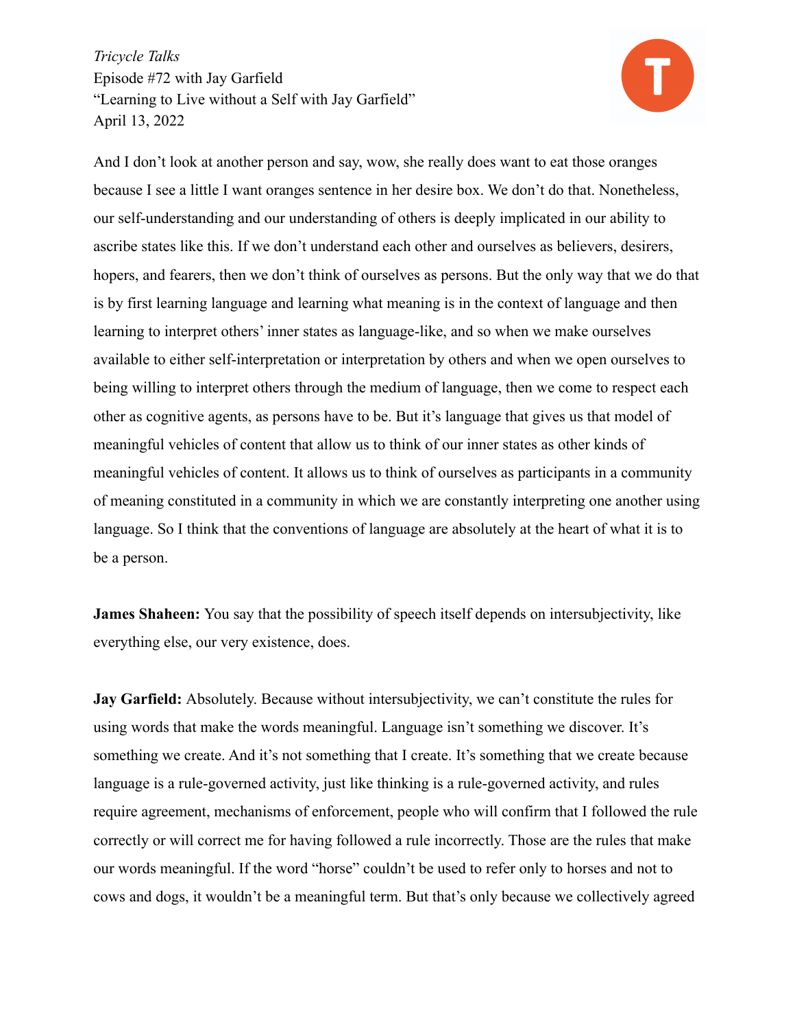And I don't look at another person and say, wow, she really does want to eat those oranges because I see a little I want oranges sentence in her desire box. We don't do that. Nonetheless, our self-understanding and our understanding of others is deeply implicated in our ability to ascribe states like this. If we don't understand each other and ourselves as believers, desirers, hopers, and fearers, then we don't think of ourselves as persons. But the only way that we do that is by first learning language and learning what meaning is in the context of language and then learning to interpret others' inner states as language-like, and so when we make ourselves available to either self-interpretation or interpretation by others and when we open ourselves to being willing to interpret others through the medium of language, then we come to respect each other as cognitive agents, as persons have to be. But it's language that gives us that model of meaningful vehicles of content that allow us to think of our inner states as other kinds of meaningful vehicles of content. It allows us to think of ourselves as participants in a community of meaning constituted in a community in which we are constantly interpreting one another using language. So I think that the conventions of language are absolutely at the heart of what it is to be a person.

**James Shaheen:** You say that the possibility of speech itself depends on intersubjectivity, like everything else, our very existence, does.

**Jay Garfield:** Absolutely. Because without intersubjectivity, we can't constitute the rules for using words that make the words meaningful. Language isn't something we discover. It's something we create. And it's not something that I create. It's something that we create because language is a rule-governed activity, just like thinking is a rule-governed activity, and rules require agreement, mechanisms of enforcement, people who will confirm that I followed the rule correctly or will correct me for having followed a rule incorrectly. Those are the rules that make our words meaningful. If the word "horse" couldn't be used to refer only to horses and not to cows and dogs, it wouldn't be a meaningful term. But that's only because we collectively agreed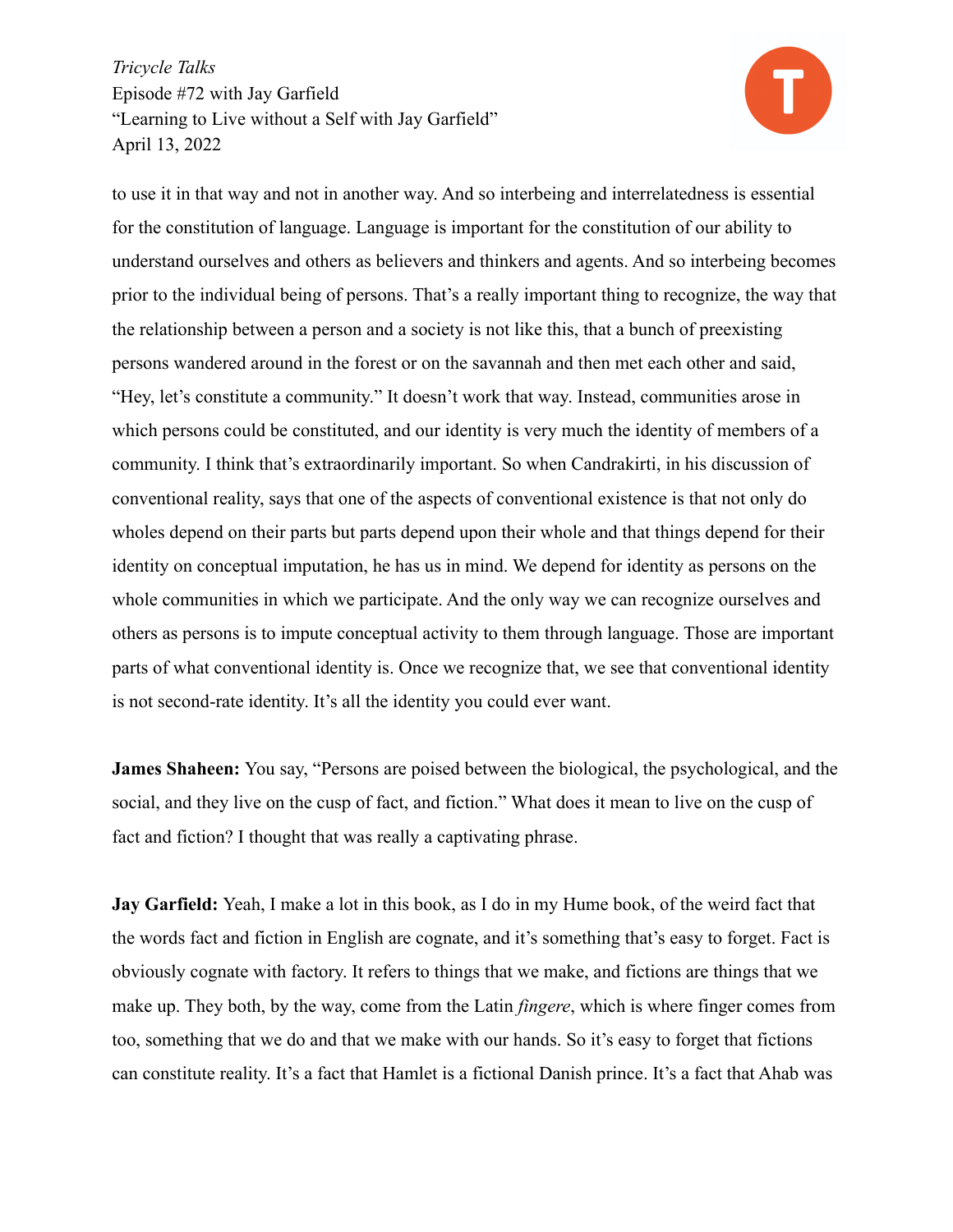to use it in that way and not in another way. And so interbeing and interrelatedness is essential for the constitution of language. Language is important for the constitution of our ability to understand ourselves and others as believers and thinkers and agents. And so interbeing becomes prior to the individual being of persons. That's a really important thing to recognize, the way that the relationship between a person and a society is not like this, that a bunch of preexisting persons wandered around in the forest or on the savannah and then met each other and said, "Hey, let's constitute a community." It doesn't work that way. Instead, communities arose in which persons could be constituted, and our identity is very much the identity of members of a community. I think that's extraordinarily important. So when Candrakirti, in his discussion of conventional reality, says that one of the aspects of conventional existence is that not only do wholes depend on their parts but parts depend upon their whole and that things depend for their identity on conceptual imputation, he has us in mind. We depend for identity as persons on the whole communities in which we participate. And the only way we can recognize ourselves and others as persons is to impute conceptual activity to them through language. Those are important parts of what conventional identity is. Once we recognize that, we see that conventional identity is not second-rate identity. It's all the identity you could ever want.

**James Shaheen:** You say, "Persons are poised between the biological, the psychological, and the social, and they live on the cusp of fact, and fiction." What does it mean to live on the cusp of fact and fiction? I thought that was really a captivating phrase.

**Jay Garfield:** Yeah, I make a lot in this book, as I do in my Hume book, of the weird fact that the words fact and fiction in English are cognate, and it's something that's easy to forget. Fact is obviously cognate with factory. It refers to things that we make, and fictions are things that we make up. They both, by the way, come from the Latin *fingere*, which is where finger comes from too, something that we do and that we make with our hands. So it's easy to forget that fictions can constitute reality. It's a fact that Hamlet is a fictional Danish prince. It's a fact that Ahab was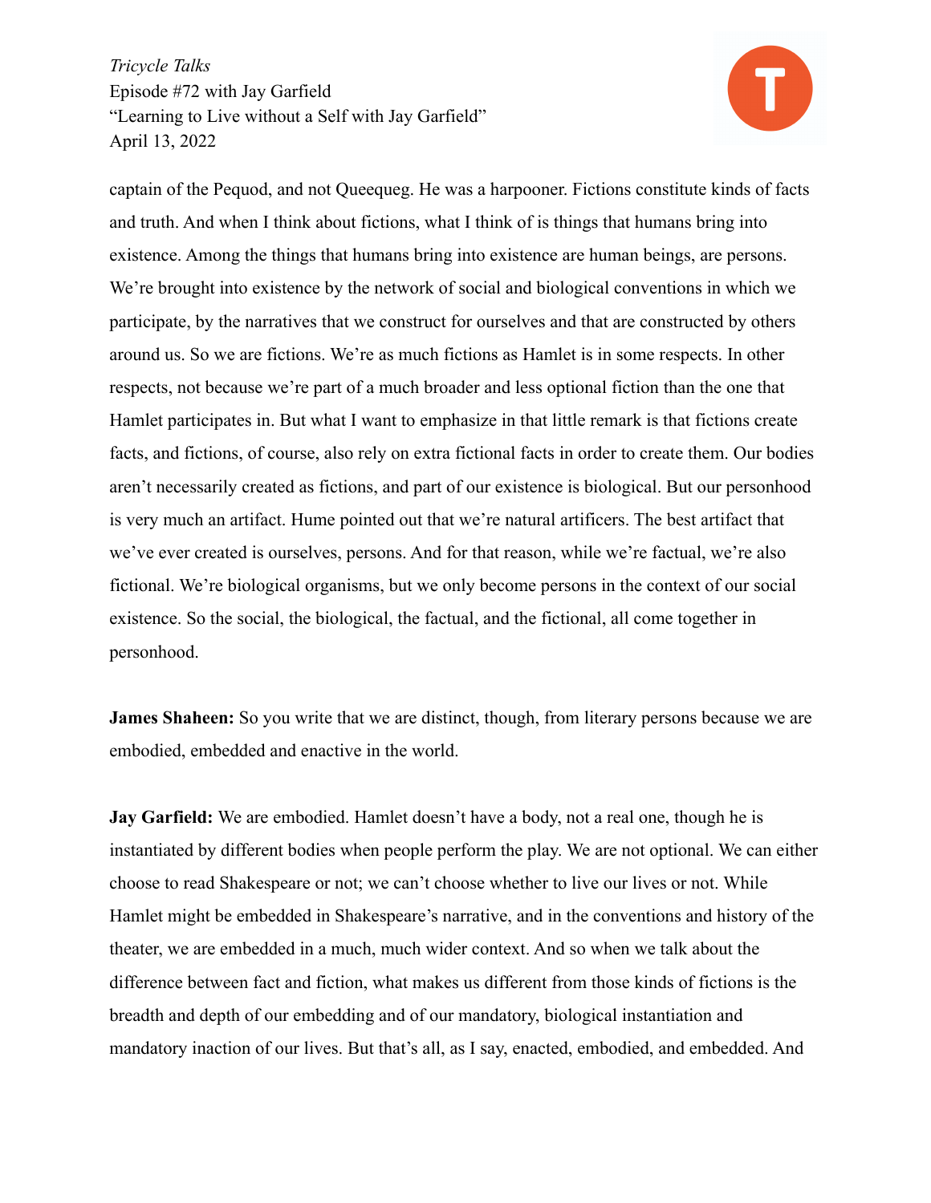captain of the Pequod, and not Queequeg. He was a harpooner. Fictions constitute kinds of facts and truth. And when I think about fictions, what I think of is things that humans bring into existence. Among the things that humans bring into existence are human beings, are persons. We're brought into existence by the network of social and biological conventions in which we participate, by the narratives that we construct for ourselves and that are constructed by others around us. So we are fictions. We're as much fictions as Hamlet is in some respects. In other respects, not because we're part of a much broader and less optional fiction than the one that Hamlet participates in. But what I want to emphasize in that little remark is that fictions create facts, and fictions, of course, also rely on extra fictional facts in order to create them. Our bodies aren't necessarily created as fictions, and part of our existence is biological. But our personhood is very much an artifact. Hume pointed out that we're natural artificers. The best artifact that we've ever created is ourselves, persons. And for that reason, while we're factual, we're also fictional. We're biological organisms, but we only become persons in the context of our social existence. So the social, the biological, the factual, and the fictional, all come together in personhood.

**James Shaheen:** So you write that we are distinct, though, from literary persons because we are embodied, embedded and enactive in the world.

**Jay Garfield:** We are embodied. Hamlet doesn't have a body, not a real one, though he is instantiated by different bodies when people perform the play. We are not optional. We can either choose to read Shakespeare or not; we can't choose whether to live our lives or not. While Hamlet might be embedded in Shakespeare's narrative, and in the conventions and history of the theater, we are embedded in a much, much wider context. And so when we talk about the difference between fact and fiction, what makes us different from those kinds of fictions is the breadth and depth of our embedding and of our mandatory, biological instantiation and mandatory inaction of our lives. But that's all, as I say, enacted, embodied, and embedded. And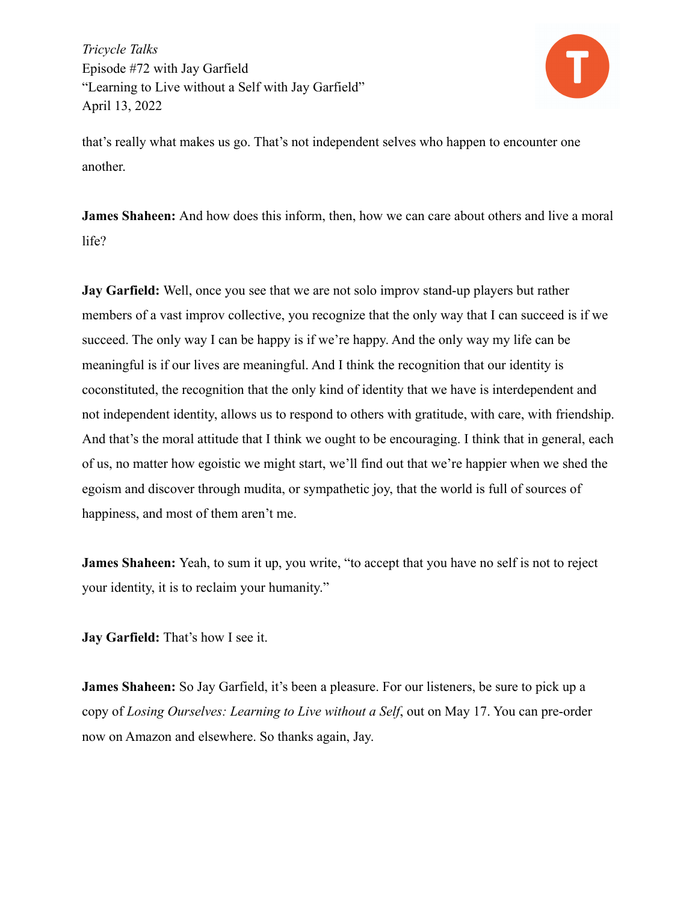that's really what makes us go. That's not independent selves who happen to encounter one another.

**James Shaheen:** And how does this inform, then, how we can care about others and live a moral life?

**Jay Garfield:** Well, once you see that we are not solo improv stand-up players but rather members of a vast improv collective, you recognize that the only way that I can succeed is if we succeed. The only way I can be happy is if we're happy. And the only way my life can be meaningful is if our lives are meaningful. And I think the recognition that our identity is coconstituted, the recognition that the only kind of identity that we have is interdependent and not independent identity, allows us to respond to others with gratitude, with care, with friendship. And that's the moral attitude that I think we ought to be encouraging. I think that in general, each of us, no matter how egoistic we might start, we'll find out that we're happier when we shed the egoism and discover through mudita, or sympathetic joy, that the world is full of sources of happiness, and most of them aren't me.

**James Shaheen:** Yeah, to sum it up, you write, "to accept that you have no self is not to reject your identity, it is to reclaim your humanity."

**Jay Garfield:** That's how I see it.

**James Shaheen:** So Jay Garfield, it's been a pleasure. For our listeners, be sure to pick up a copy of *Losing Ourselves: Learning to Live without a Self*, out on May 17. You can pre-order now on Amazon and elsewhere. So thanks again, Jay.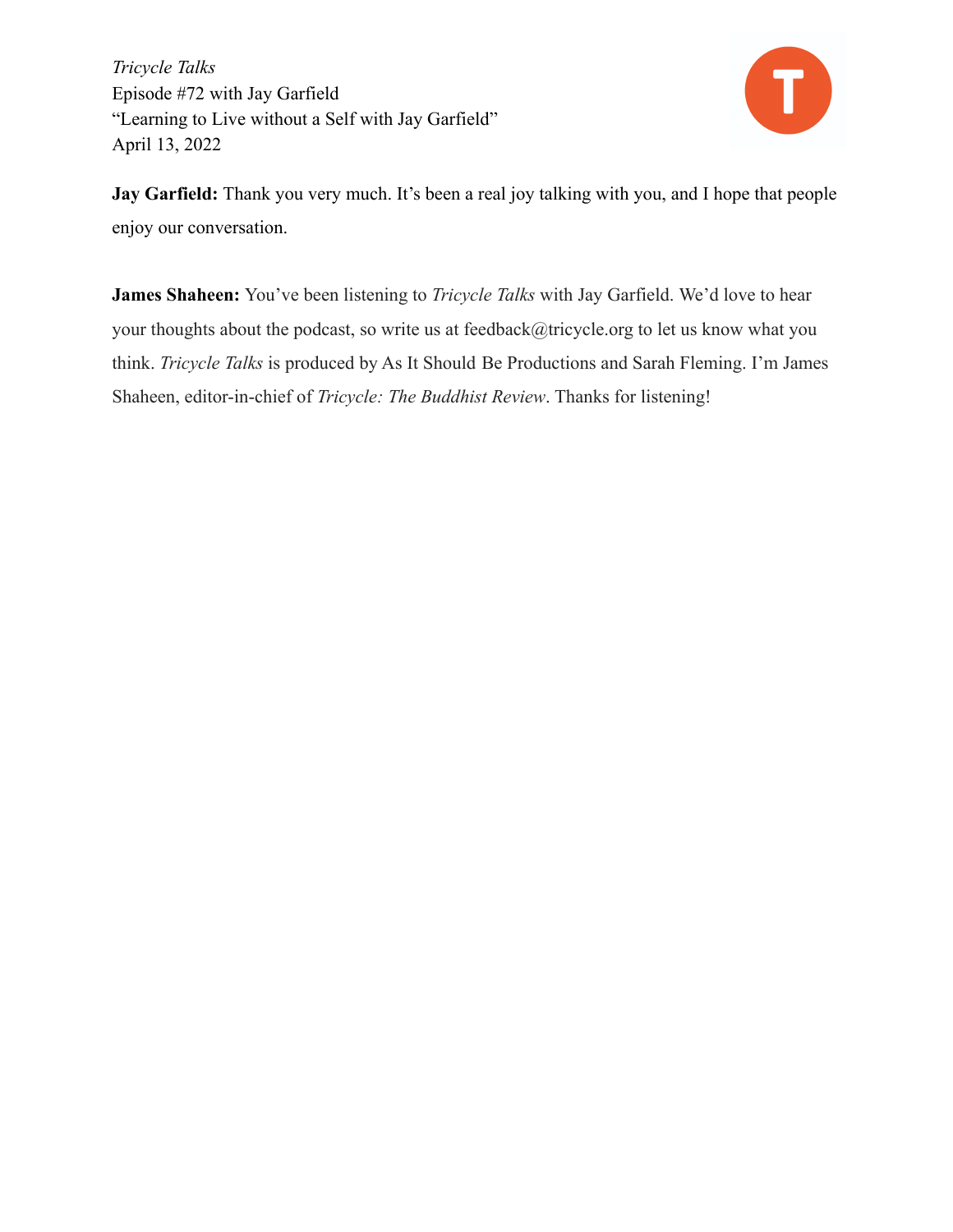*Tricycle Talks*
Episode #72 with Jay Garfield
"Learning to Live without a Self with Jay Garfield"
April 13, 2022

**Jay Garfield:** Thank you very much. It's been a real joy talking with you, and I hope that people enjoy our conversation.

**James Shaheen:** You've been listening to *Tricycle Talks* with Jay Garfield. We'd love to hear your thoughts about the podcast, so write us at feedback@tricycle.org to let us know what you think. *Tricycle Talks* is produced by As It Should Be Productions and Sarah Fleming. I'm James Shaheen, editor-in-chief of *Tricycle: The Buddhist Review*. Thanks for listening!